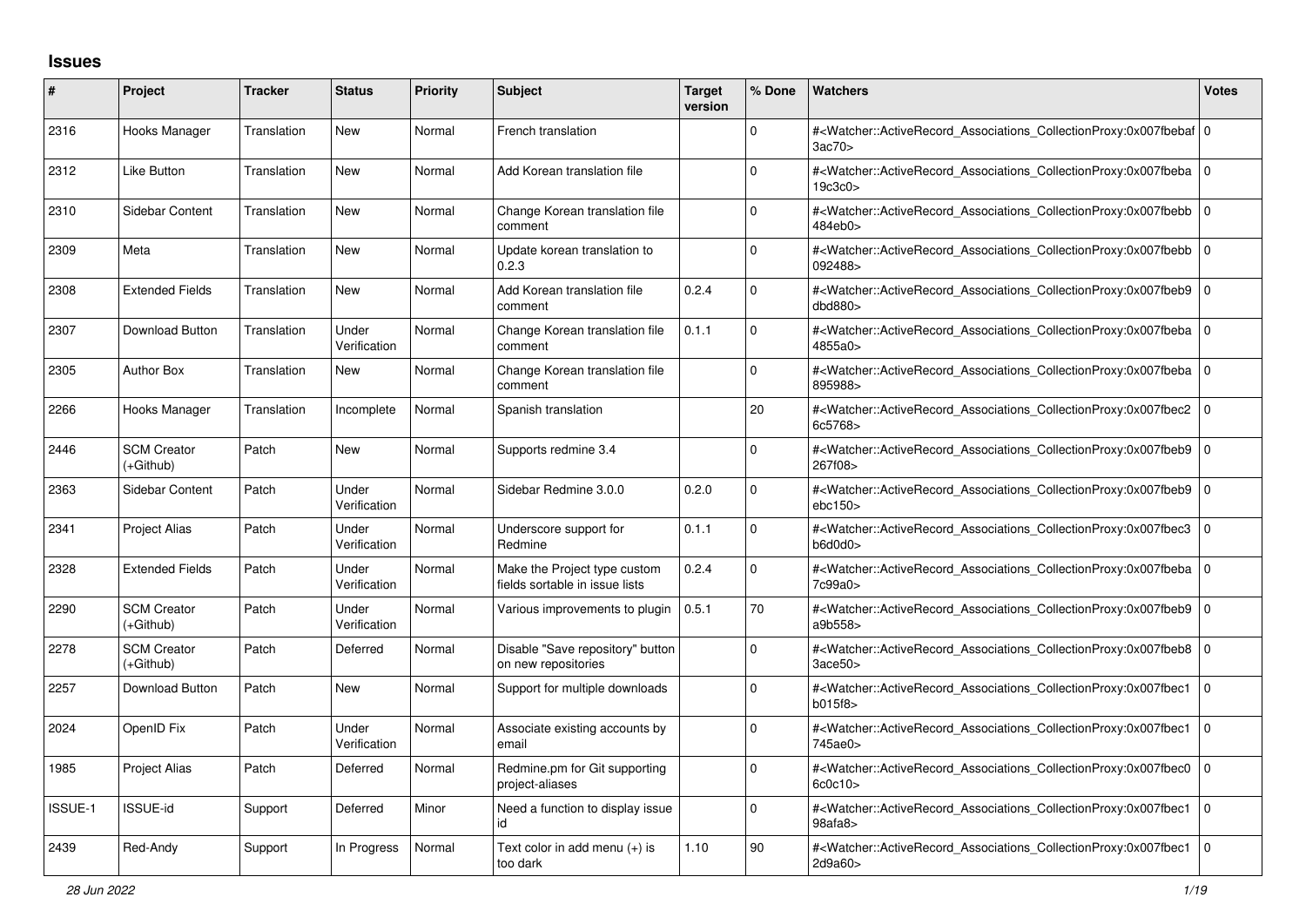# Issues

| # | Project | Tracker | Status | Priority | Subject | Target version | % Done | Watchers | Votes |
|---|---|---|---|---|---|---|---|---|---|
| 2316 | Hooks Manager | Translation | New | Normal | French translation | | 0 | #<Watcher::ActiveRecord_Associations_CollectionProxy:0x007fbebaf3ac70> | 0 |
| 2312 | Like Button | Translation | New | Normal | Add Korean translation file | | 0 | #<Watcher::ActiveRecord_Associations_CollectionProxy:0x007fbeba19c3c0> | 0 |
| 2310 | Sidebar Content | Translation | New | Normal | Change Korean translation file comment | | 0 | #<Watcher::ActiveRecord_Associations_CollectionProxy:0x007fbebb484eb0> | 0 |
| 2309 | Meta | Translation | New | Normal | Update korean translation to 0.2.3 | | 0 | #<Watcher::ActiveRecord_Associations_CollectionProxy:0x007fbebb092488> | 0 |
| 2308 | Extended Fields | Translation | New | Normal | Add Korean translation file comment | 0.2.4 | 0 | #<Watcher::ActiveRecord_Associations_CollectionProxy:0x007fbeb9dbd880> | 0 |
| 2307 | Download Button | Translation | Under Verification | Normal | Change Korean translation file comment | 0.1.1 | 0 | #<Watcher::ActiveRecord_Associations_CollectionProxy:0x007fbeba4855a0> | 0 |
| 2305 | Author Box | Translation | New | Normal | Change Korean translation file comment | | 0 | #<Watcher::ActiveRecord_Associations_CollectionProxy:0x007fbeba895988> | 0 |
| 2266 | Hooks Manager | Translation | Incomplete | Normal | Spanish translation | | 20 | #<Watcher::ActiveRecord_Associations_CollectionProxy:0x007fbec26c5768> | 0 |
| 2446 | SCM Creator (+Github) | Patch | New | Normal | Supports redmine 3.4 | | 0 | #<Watcher::ActiveRecord_Associations_CollectionProxy:0x007fbeb9267f08> | 0 |
| 2363 | Sidebar Content | Patch | Under Verification | Normal | Sidebar Redmine 3.0.0 | 0.2.0 | 0 | #<Watcher::ActiveRecord_Associations_CollectionProxy:0x007fbeb9ebc150> | 0 |
| 2341 | Project Alias | Patch | Under Verification | Normal | Underscore support for Redmine | 0.1.1 | 0 | #<Watcher::ActiveRecord_Associations_CollectionProxy:0x007fbec3b6d0d0> | 0 |
| 2328 | Extended Fields | Patch | Under Verification | Normal | Make the Project type custom fields sortable in issue lists | 0.2.4 | 0 | #<Watcher::ActiveRecord_Associations_CollectionProxy:0x007fbeba7c99a0> | 0 |
| 2290 | SCM Creator (+Github) | Patch | Under Verification | Normal | Various improvements to plugin | 0.5.1 | 70 | #<Watcher::ActiveRecord_Associations_CollectionProxy:0x007fbeb9a9b558> | 0 |
| 2278 | SCM Creator (+Github) | Patch | Deferred | Normal | Disable "Save repository" button on new repositories | | 0 | #<Watcher::ActiveRecord_Associations_CollectionProxy:0x007fbeb83ace50> | 0 |
| 2257 | Download Button | Patch | New | Normal | Support for multiple downloads | | 0 | #<Watcher::ActiveRecord_Associations_CollectionProxy:0x007fbec1b015f8> | 0 |
| 2024 | OpenID Fix | Patch | Under Verification | Normal | Associate existing accounts by email | | 0 | #<Watcher::ActiveRecord_Associations_CollectionProxy:0x007fbec1745ae0> | 0 |
| 1985 | Project Alias | Patch | Deferred | Normal | Redmine.pm for Git supporting project-aliases | | 0 | #<Watcher::ActiveRecord_Associations_CollectionProxy:0x007fbec06c0c10> | 0 |
| ISSUE-1 | ISSUE-id | Support | Deferred | Minor | Need a function to display issue id | | 0 | #<Watcher::ActiveRecord_Associations_CollectionProxy:0x007fbec198afa8> | 0 |
| 2439 | Red-Andy | Support | In Progress | Normal | Text color in add menu (+) is too dark | 1.10 | 90 | #<Watcher::ActiveRecord_Associations_CollectionProxy:0x007fbec12d9a60> | 0 |

*28 Jun 2022*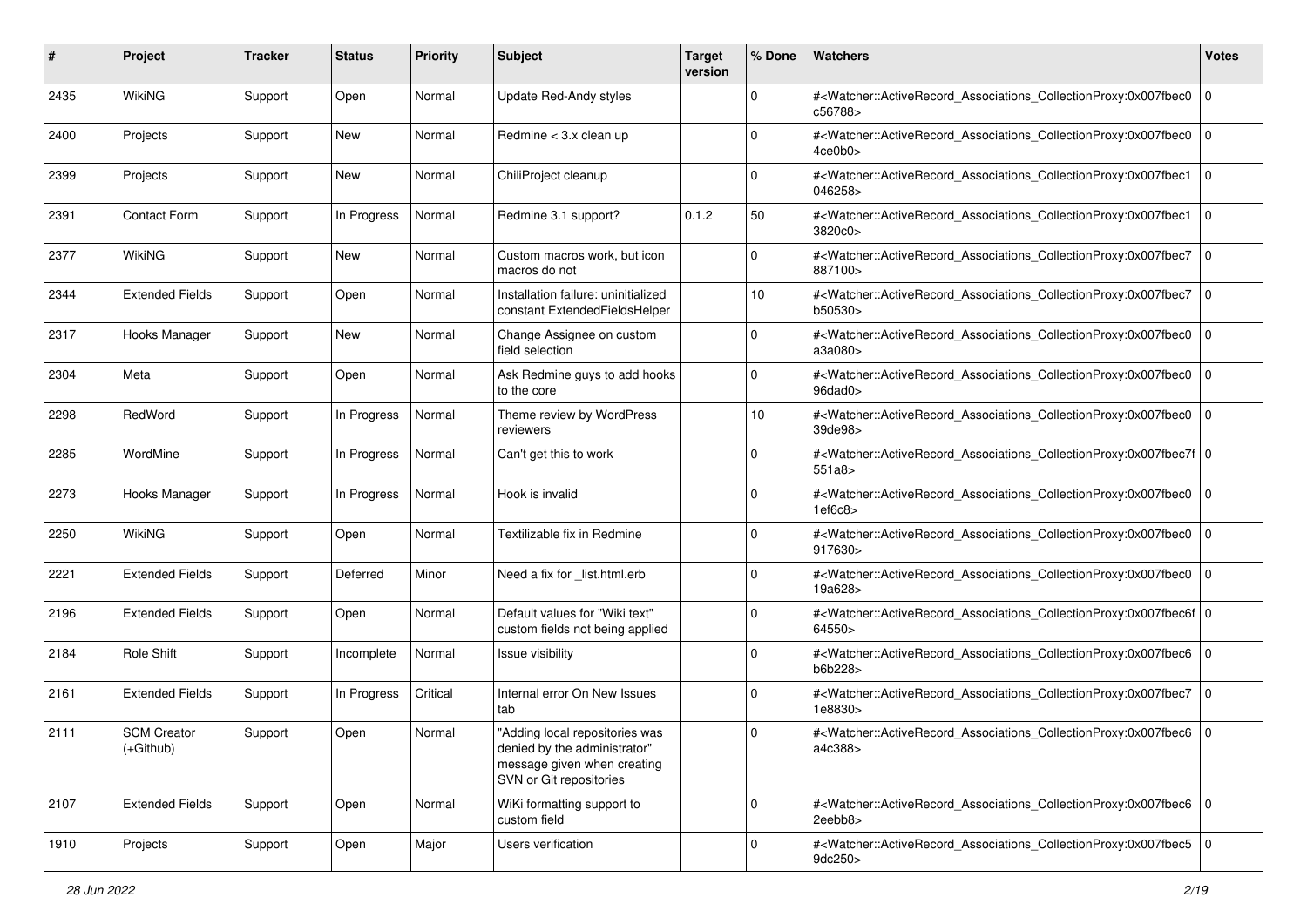| # | Project | Tracker | Status | Priority | Subject | Target version | % Done | Watchers | Votes |
|---|---|---|---|---|---|---|---|---|---|
| 2435 | WikiNG | Support | Open | Normal | Update Red-Andy styles | | 0 | #<Watcher::ActiveRecord_Associations_CollectionProxy:0x007fbec0c56788> | 0 |
| 2400 | Projects | Support | New | Normal | Redmine < 3.x clean up | | 0 | #<Watcher::ActiveRecord_Associations_CollectionProxy:0x007fbec04ce0b0> | 0 |
| 2399 | Projects | Support | New | Normal | ChiliProject cleanup | | 0 | #<Watcher::ActiveRecord_Associations_CollectionProxy:0x007fbec1046258> | 0 |
| 2391 | Contact Form | Support | In Progress | Normal | Redmine 3.1 support? | 0.1.2 | 50 | #<Watcher::ActiveRecord_Associations_CollectionProxy:0x007fbec13820c0> | 0 |
| 2377 | WikiNG | Support | New | Normal | Custom macros work, but icon macros do not | | 0 | #<Watcher::ActiveRecord_Associations_CollectionProxy:0x007fbec7887100> | 0 |
| 2344 | Extended Fields | Support | Open | Normal | Installation failure: uninitialized constant ExtendedFieldsHelper | | 10 | #<Watcher::ActiveRecord_Associations_CollectionProxy:0x007fbec7b50530> | 0 |
| 2317 | Hooks Manager | Support | New | Normal | Change Assignee on custom field selection | | 0 | #<Watcher::ActiveRecord_Associations_CollectionProxy:0x007fbec0a3a080> | 0 |
| 2304 | Meta | Support | Open | Normal | Ask Redmine guys to add hooks to the core | | 0 | #<Watcher::ActiveRecord_Associations_CollectionProxy:0x007fbec096dad0> | 0 |
| 2298 | RedWord | Support | In Progress | Normal | Theme review by WordPress reviewers | | 10 | #<Watcher::ActiveRecord_Associations_CollectionProxy:0x007fbec039de98> | 0 |
| 2285 | WordMine | Support | In Progress | Normal | Can't get this to work | | 0 | #<Watcher::ActiveRecord_Associations_CollectionProxy:0x007fbec7f551a8> | 0 |
| 2273 | Hooks Manager | Support | In Progress | Normal | Hook is invalid | | 0 | #<Watcher::ActiveRecord_Associations_CollectionProxy:0x007fbec01ef6c8> | 0 |
| 2250 | WikiNG | Support | Open | Normal | Textilizable fix in Redmine | | 0 | #<Watcher::ActiveRecord_Associations_CollectionProxy:0x007fbec0917630> | 0 |
| 2221 | Extended Fields | Support | Deferred | Minor | Need a fix for _list.html.erb | | 0 | #<Watcher::ActiveRecord_Associations_CollectionProxy:0x007fbec019a628> | 0 |
| 2196 | Extended Fields | Support | Open | Normal | Default values for "Wiki text" custom fields not being applied | | 0 | #<Watcher::ActiveRecord_Associations_CollectionProxy:0x007fbec6f64550> | 0 |
| 2184 | Role Shift | Support | Incomplete | Normal | Issue visibility | | 0 | #<Watcher::ActiveRecord_Associations_CollectionProxy:0x007fbec6b6b228> | 0 |
| 2161 | Extended Fields | Support | In Progress | Critical | Internal error On New Issues tab | | 0 | #<Watcher::ActiveRecord_Associations_CollectionProxy:0x007fbec71e8830> | 0 |
| 2111 | SCM Creator (+Github) | Support | Open | Normal | "Adding local repositories was denied by the administrator" message given when creating SVN or Git repositories | | 0 | #<Watcher::ActiveRecord_Associations_CollectionProxy:0x007fbec6a4c388> | 0 |
| 2107 | Extended Fields | Support | Open | Normal | WiKi formatting support to custom field | | 0 | #<Watcher::ActiveRecord_Associations_CollectionProxy:0x007fbec62eebb8> | 0 |
| 1910 | Projects | Support | Open | Major | Users verification | | 0 | #<Watcher::ActiveRecord_Associations_CollectionProxy:0x007fbec59dc250> | 0 |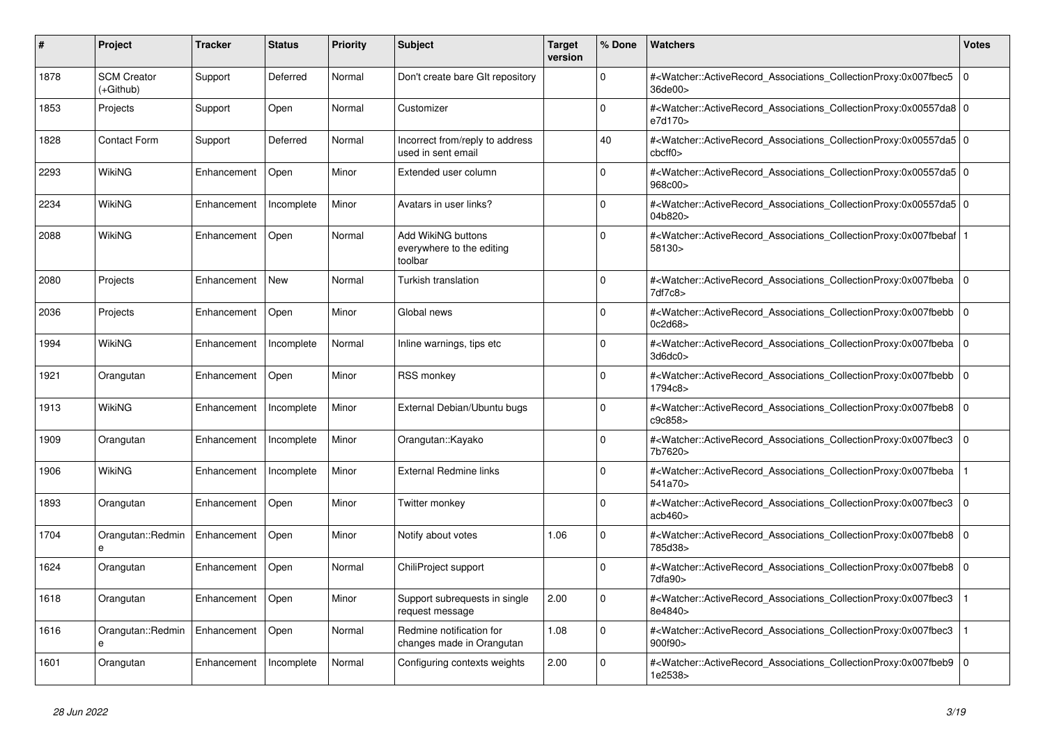| # | Project | Tracker | Status | Priority | Subject | Target version | % Done | Watchers | Votes |
|---|---|---|---|---|---|---|---|---|---|
| 1878 | SCM Creator (+Github) | Support | Deferred | Normal | Don't create bare GIt repository | | 0 | #<Watcher::ActiveRecord_Associations_CollectionProxy:0x007fbec536de00> | 0 |
| 1853 | Projects | Support | Open | Normal | Customizer | | 0 | #<Watcher::ActiveRecord_Associations_CollectionProxy:0x00557da8e7d170> | 0 |
| 1828 | Contact Form | Support | Deferred | Normal | Incorrect from/reply to address used in sent email | | 40 | #<Watcher::ActiveRecord_Associations_CollectionProxy:0x00557da5cbcff0> | 0 |
| 2293 | WikiNG | Enhancement | Open | Minor | Extended user column | | 0 | #<Watcher::ActiveRecord_Associations_CollectionProxy:0x00557da5968c00> | 0 |
| 2234 | WikiNG | Enhancement | Incomplete | Minor | Avatars in user links? | | 0 | #<Watcher::ActiveRecord_Associations_CollectionProxy:0x00557da504b820> | 0 |
| 2088 | WikiNG | Enhancement | Open | Normal | Add WikiNG buttons everywhere to the editing toolbar | | 0 | #<Watcher::ActiveRecord_Associations_CollectionProxy:0x007fbebaf58130> | 1 |
| 2080 | Projects | Enhancement | New | Normal | Turkish translation | | 0 | #<Watcher::ActiveRecord_Associations_CollectionProxy:0x007fbeba7df7c8> | 0 |
| 2036 | Projects | Enhancement | Open | Minor | Global news | | 0 | #<Watcher::ActiveRecord_Associations_CollectionProxy:0x007fbebb0c2d68> | 0 |
| 1994 | WikiNG | Enhancement | Incomplete | Normal | Inline warnings, tips etc | | 0 | #<Watcher::ActiveRecord_Associations_CollectionProxy:0x007fbeba3d6dc0> | 0 |
| 1921 | Orangutan | Enhancement | Open | Minor | RSS monkey | | 0 | #<Watcher::ActiveRecord_Associations_CollectionProxy:0x007fbebb1794c8> | 0 |
| 1913 | WikiNG | Enhancement | Incomplete | Minor | External Debian/Ubuntu bugs | | 0 | #<Watcher::ActiveRecord_Associations_CollectionProxy:0x007fbeb8c9c858> | 0 |
| 1909 | Orangutan | Enhancement | Incomplete | Minor | Orangutan::Kayako | | 0 | #<Watcher::ActiveRecord_Associations_CollectionProxy:0x007fbec37b7620> | 0 |
| 1906 | WikiNG | Enhancement | Incomplete | Minor | External Redmine links | | 0 | #<Watcher::ActiveRecord_Associations_CollectionProxy:0x007fbeba541a70> | 1 |
| 1893 | Orangutan | Enhancement | Open | Minor | Twitter monkey | | 0 | #<Watcher::ActiveRecord_Associations_CollectionProxy:0x007fbec3acb460> | 0 |
| 1704 | Orangutan::Redmine | Enhancement | Open | Minor | Notify about votes | 1.06 | 0 | #<Watcher::ActiveRecord_Associations_CollectionProxy:0x007fbeb8785d38> | 0 |
| 1624 | Orangutan | Enhancement | Open | Normal | ChiliProject support | | 0 | #<Watcher::ActiveRecord_Associations_CollectionProxy:0x007fbeb87dfa90> | 0 |
| 1618 | Orangutan | Enhancement | Open | Minor | Support subrequests in single request message | 2.00 | 0 | #<Watcher::ActiveRecord_Associations_CollectionProxy:0x007fbec38e4840> | 1 |
| 1616 | Orangutan::Redmine | Enhancement | Open | Normal | Redmine notification for changes made in Orangutan | 1.08 | 0 | #<Watcher::ActiveRecord_Associations_CollectionProxy:0x007fbec3900f90> | 1 |
| 1601 | Orangutan | Enhancement | Incomplete | Normal | Configuring contexts weights | 2.00 | 0 | #<Watcher::ActiveRecord_Associations_CollectionProxy:0x007fbeb91e2538> | 0 |

*28 Jun 2022*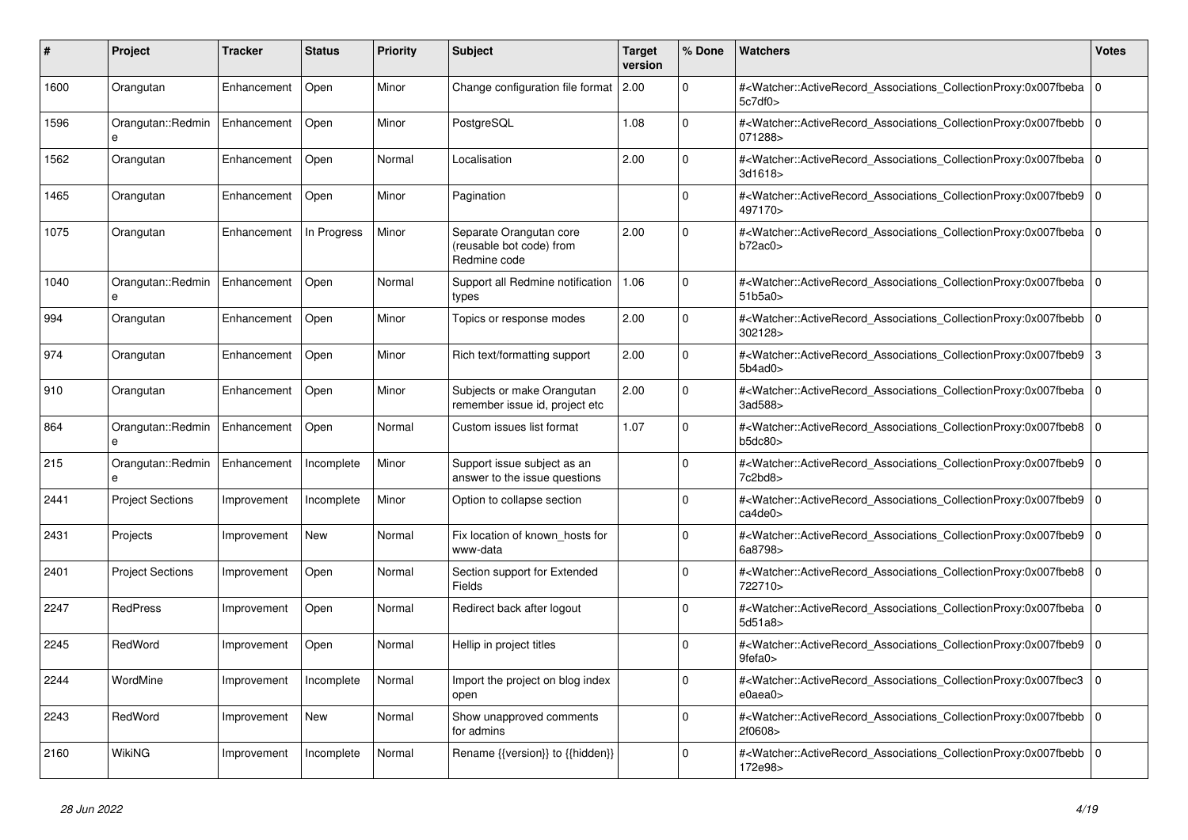| # | Project | Tracker | Status | Priority | Subject | Target version | % Done | Watchers | Votes |
|---|---|---|---|---|---|---|---|---|---|
| 1600 | Orangutan | Enhancement | Open | Minor | Change configuration file format | 2.00 | 0 | #<Watcher::ActiveRecord_Associations_CollectionProxy:0x007fbeba5c7df0> | 0 |
| 1596 | Orangutan::Redmine | Enhancement | Open | Minor | PostgreSQL | 1.08 | 0 | #<Watcher::ActiveRecord_Associations_CollectionProxy:0x007fbebb071288> | 0 |
| 1562 | Orangutan | Enhancement | Open | Normal | Localisation | 2.00 | 0 | #<Watcher::ActiveRecord_Associations_CollectionProxy:0x007fbeba3d1618> | 0 |
| 1465 | Orangutan | Enhancement | Open | Minor | Pagination | | 0 | #<Watcher::ActiveRecord_Associations_CollectionProxy:0x007fbeb9497170> | 0 |
| 1075 | Orangutan | Enhancement | In Progress | Minor | Separate Orangutan core (reusable bot code) from Redmine code | 2.00 | 0 | #<Watcher::ActiveRecord_Associations_CollectionProxy:0x007fbebab72ac0> | 0 |
| 1040 | Orangutan::Redmine | Enhancement | Open | Normal | Support all Redmine notification types | 1.06 | 0 | #<Watcher::ActiveRecord_Associations_CollectionProxy:0x007fbeba51b5a0> | 0 |
| 994 | Orangutan | Enhancement | Open | Minor | Topics or response modes | 2.00 | 0 | #<Watcher::ActiveRecord_Associations_CollectionProxy:0x007fbebb302128> | 0 |
| 974 | Orangutan | Enhancement | Open | Minor | Rich text/formatting support | 2.00 | 0 | #<Watcher::ActiveRecord_Associations_CollectionProxy:0x007fbeb95b4ad0> | 3 |
| 910 | Orangutan | Enhancement | Open | Minor | Subjects or make Orangutan remember issue id, project etc | 2.00 | 0 | #<Watcher::ActiveRecord_Associations_CollectionProxy:0x007fbeba3ad588> | 0 |
| 864 | Orangutan::Redmine | Enhancement | Open | Normal | Custom issues list format | 1.07 | 0 | #<Watcher::ActiveRecord_Associations_CollectionProxy:0x007fbeb8b5dc80> | 0 |
| 215 | Orangutan::Redmine | Enhancement | Incomplete | Minor | Support issue subject as an answer to the issue questions | | 0 | #<Watcher::ActiveRecord_Associations_CollectionProxy:0x007fbeb97c2bd8> | 0 |
| 2441 | Project Sections | Improvement | Incomplete | Minor | Option to collapse section | | 0 | #<Watcher::ActiveRecord_Associations_CollectionProxy:0x007fbeb9ca4de0> | 0 |
| 2431 | Projects | Improvement | New | Normal | Fix location of known_hosts for www-data | | 0 | #<Watcher::ActiveRecord_Associations_CollectionProxy:0x007fbeb96a8798> | 0 |
| 2401 | Project Sections | Improvement | Open | Normal | Section support for Extended Fields | | 0 | #<Watcher::ActiveRecord_Associations_CollectionProxy:0x007fbeb8722710> | 0 |
| 2247 | RedPress | Improvement | Open | Normal | Redirect back after logout | | 0 | #<Watcher::ActiveRecord_Associations_CollectionProxy:0x007fbeba5d51a8> | 0 |
| 2245 | RedWord | Improvement | Open | Normal | Hellip in project titles | | 0 | #<Watcher::ActiveRecord_Associations_CollectionProxy:0x007fbeb99fefa0> | 0 |
| 2244 | WordMine | Improvement | Incomplete | Normal | Import the project on blog index open | | 0 | #<Watcher::ActiveRecord_Associations_CollectionProxy:0x007fbec3e0aea0> | 0 |
| 2243 | RedWord | Improvement | New | Normal | Show unapproved comments for admins | | 0 | #<Watcher::ActiveRecord_Associations_CollectionProxy:0x007fbebb2f0608> | 0 |
| 2160 | WikiNG | Improvement | Incomplete | Normal | Rename {{version}} to {{hidden}} | | 0 | #<Watcher::ActiveRecord_Associations_CollectionProxy:0x007fbebb172e98> | 0 |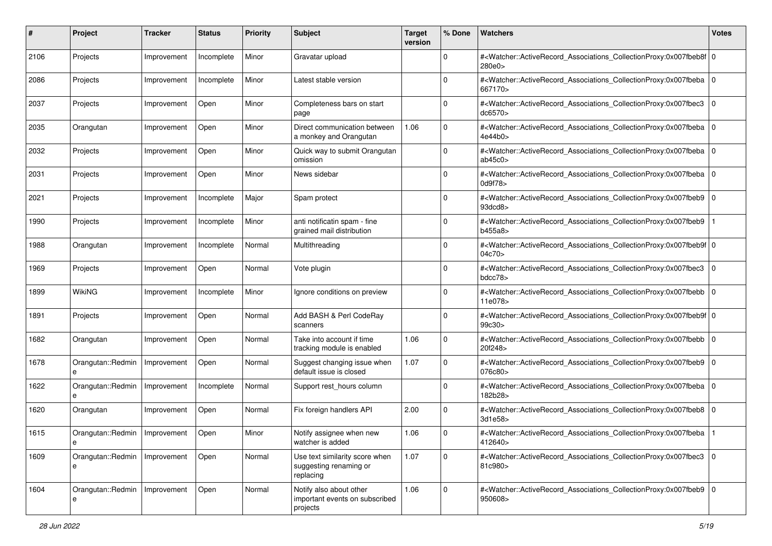| # | Project | Tracker | Status | Priority | Subject | Target version | % Done | Watchers | Votes |
|---|---|---|---|---|---|---|---|---|---|
| 2106 | Projects | Improvement | Incomplete | Minor | Gravatar upload | | 0 | #<Watcher::ActiveRecord_Associations_CollectionProxy:0x007fbeb8f280e0> | 0 |
| 2086 | Projects | Improvement | Incomplete | Minor | Latest stable version | | 0 | #<Watcher::ActiveRecord_Associations_CollectionProxy:0x007fbeba667170> | 0 |
| 2037 | Projects | Improvement | Open | Minor | Completeness bars on start page | | 0 | #<Watcher::ActiveRecord_Associations_CollectionProxy:0x007fbec3dc6570> | 0 |
| 2035 | Orangutan | Improvement | Open | Minor | Direct communication between a monkey and Orangutan | 1.06 | 0 | #<Watcher::ActiveRecord_Associations_CollectionProxy:0x007fbeba4e44b0> | 0 |
| 2032 | Projects | Improvement | Open | Minor | Quick way to submit Orangutan omission | | 0 | #<Watcher::ActiveRecord_Associations_CollectionProxy:0x007fbebaab45c0> | 0 |
| 2031 | Projects | Improvement | Open | Minor | News sidebar | | 0 | #<Watcher::ActiveRecord_Associations_CollectionProxy:0x007fbeba0d9f78> | 0 |
| 2021 | Projects | Improvement | Incomplete | Major | Spam protect | | 0 | #<Watcher::ActiveRecord_Associations_CollectionProxy:0x007fbeb993dcd8> | 0 |
| 1990 | Projects | Improvement | Incomplete | Minor | anti notificatin spam - fine grained mail distribution | | 0 | #<Watcher::ActiveRecord_Associations_CollectionProxy:0x007fbeb9b455a8> | 1 |
| 1988 | Orangutan | Improvement | Incomplete | Normal | Multithreading | | 0 | #<Watcher::ActiveRecord_Associations_CollectionProxy:0x007fbeb9f04c70> | 0 |
| 1969 | Projects | Improvement | Open | Normal | Vote plugin | | 0 | #<Watcher::ActiveRecord_Associations_CollectionProxy:0x007fbec3bdcc78> | 0 |
| 1899 | WikiNG | Improvement | Incomplete | Minor | Ignore conditions on preview | | 0 | #<Watcher::ActiveRecord_Associations_CollectionProxy:0x007fbebb11e078> | 0 |
| 1891 | Projects | Improvement | Open | Normal | Add BASH & Perl CodeRay scanners | | 0 | #<Watcher::ActiveRecord_Associations_CollectionProxy:0x007fbeb9f99c30> | 0 |
| 1682 | Orangutan | Improvement | Open | Normal | Take into account if time tracking module is enabled | 1.06 | 0 | #<Watcher::ActiveRecord_Associations_CollectionProxy:0x007fbebb20f248> | 0 |
| 1678 | Orangutan::Redmine | Improvement | Open | Normal | Suggest changing issue when default issue is closed | 1.07 | 0 | #<Watcher::ActiveRecord_Associations_CollectionProxy:0x007fbeb9076c80> | 0 |
| 1622 | Orangutan::Redmine | Improvement | Incomplete | Normal | Support rest_hours column | | 0 | #<Watcher::ActiveRecord_Associations_CollectionProxy:0x007fbeba182b28> | 0 |
| 1620 | Orangutan | Improvement | Open | Normal | Fix foreign handlers API | 2.00 | 0 | #<Watcher::ActiveRecord_Associations_CollectionProxy:0x007fbeb83d1e58> | 0 |
| 1615 | Orangutan::Redmine | Improvement | Open | Minor | Notify assignee when new watcher is added | 1.06 | 0 | #<Watcher::ActiveRecord_Associations_CollectionProxy:0x007fbeba412640> | 1 |
| 1609 | Orangutan::Redmine | Improvement | Open | Normal | Use text similarity score when suggesting renaming or replacing | 1.07 | 0 | #<Watcher::ActiveRecord_Associations_CollectionProxy:0x007fbec381c980> | 0 |
| 1604 | Orangutan::Redmine | Improvement | Open | Normal | Notify also about other important events on subscribed projects | 1.06 | 0 | #<Watcher::ActiveRecord_Associations_CollectionProxy:0x007fbeb9950608> | 0 |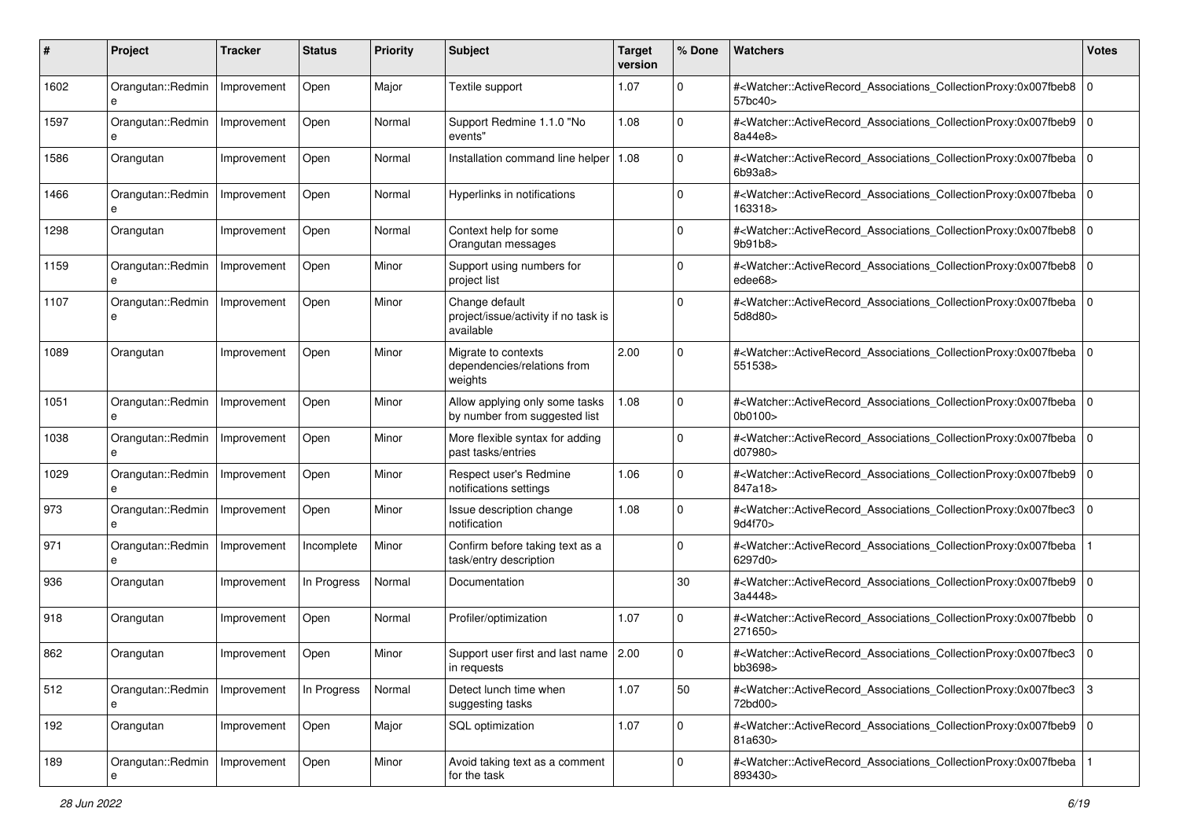| # | Project | Tracker | Status | Priority | Subject | Target version | % Done | Watchers | Votes |
|---|---|---|---|---|---|---|---|---|---|
| 1602 | Orangutan::Redmine | Improvement | Open | Major | Textile support | 1.07 | 0 | #<Watcher::ActiveRecord_Associations_CollectionProxy:0x007fbeb857bc40> | 0 |
| 1597 | Orangutan::Redmine | Improvement | Open | Normal | Support Redmine 1.1.0 "No events" | 1.08 | 0 | #<Watcher::ActiveRecord_Associations_CollectionProxy:0x007fbeb98a44e8> | 0 |
| 1586 | Orangutan | Improvement | Open | Normal | Installation command line helper | 1.08 | 0 | #<Watcher::ActiveRecord_Associations_CollectionProxy:0x007fbeba6b93a8> | 0 |
| 1466 | Orangutan::Redmine | Improvement | Open | Normal | Hyperlinks in notifications | | 0 | #<Watcher::ActiveRecord_Associations_CollectionProxy:0x007fbeba163318> | 0 |
| 1298 | Orangutan | Improvement | Open | Normal | Context help for some Orangutan messages | | 0 | #<Watcher::ActiveRecord_Associations_CollectionProxy:0x007fbeb89b91b8> | 0 |
| 1159 | Orangutan::Redmine | Improvement | Open | Minor | Support using numbers for project list | | 0 | #<Watcher::ActiveRecord_Associations_CollectionProxy:0x007fbeb8edee68> | 0 |
| 1107 | Orangutan::Redmine | Improvement | Open | Minor | Change default project/issue/activity if no task is available | | 0 | #<Watcher::ActiveRecord_Associations_CollectionProxy:0x007fbeba5d8d80> | 0 |
| 1089 | Orangutan | Improvement | Open | Minor | Migrate to contexts dependencies/relations from weights | 2.00 | 0 | #<Watcher::ActiveRecord_Associations_CollectionProxy:0x007fbeba551538> | 0 |
| 1051 | Orangutan::Redmine | Improvement | Open | Minor | Allow applying only some tasks by number from suggested list | 1.08 | 0 | #<Watcher::ActiveRecord_Associations_CollectionProxy:0x007fbeba0b0100> | 0 |
| 1038 | Orangutan::Redmine | Improvement | Open | Minor | More flexible syntax for adding past tasks/entries | | 0 | #<Watcher::ActiveRecord_Associations_CollectionProxy:0x007fbebad07980> | 0 |
| 1029 | Orangutan::Redmine | Improvement | Open | Minor | Respect user's Redmine notifications settings | 1.06 | 0 | #<Watcher::ActiveRecord_Associations_CollectionProxy:0x007fbeb9847a18> | 0 |
| 973 | Orangutan::Redmine | Improvement | Open | Minor | Issue description change notification | 1.08 | 0 | #<Watcher::ActiveRecord_Associations_CollectionProxy:0x007fbec39d4f70> | 0 |
| 971 | Orangutan::Redmine | Improvement | Incomplete | Minor | Confirm before taking text as a task/entry description | | 0 | #<Watcher::ActiveRecord_Associations_CollectionProxy:0x007fbeba6297d0> | 1 |
| 936 | Orangutan | Improvement | In Progress | Normal | Documentation | | 30 | #<Watcher::ActiveRecord_Associations_CollectionProxy:0x007fbeb93a4448> | 0 |
| 918 | Orangutan | Improvement | Open | Normal | Profiler/optimization | 1.07 | 0 | #<Watcher::ActiveRecord_Associations_CollectionProxy:0x007fbebb271650> | 0 |
| 862 | Orangutan | Improvement | Open | Minor | Support user first and last name in requests | 2.00 | 0 | #<Watcher::ActiveRecord_Associations_CollectionProxy:0x007fbec3bb3698> | 0 |
| 512 | Orangutan::Redmine | Improvement | In Progress | Normal | Detect lunch time when suggesting tasks | 1.07 | 50 | #<Watcher::ActiveRecord_Associations_CollectionProxy:0x007fbec372bd00> | 3 |
| 192 | Orangutan | Improvement | Open | Major | SQL optimization | 1.07 | 0 | #<Watcher::ActiveRecord_Associations_CollectionProxy:0x007fbeb981a630> | 0 |
| 189 | Orangutan::Redmine | Improvement | Open | Minor | Avoid taking text as a comment for the task | | 0 | #<Watcher::ActiveRecord_Associations_CollectionProxy:0x007fbeba893430> | 1 |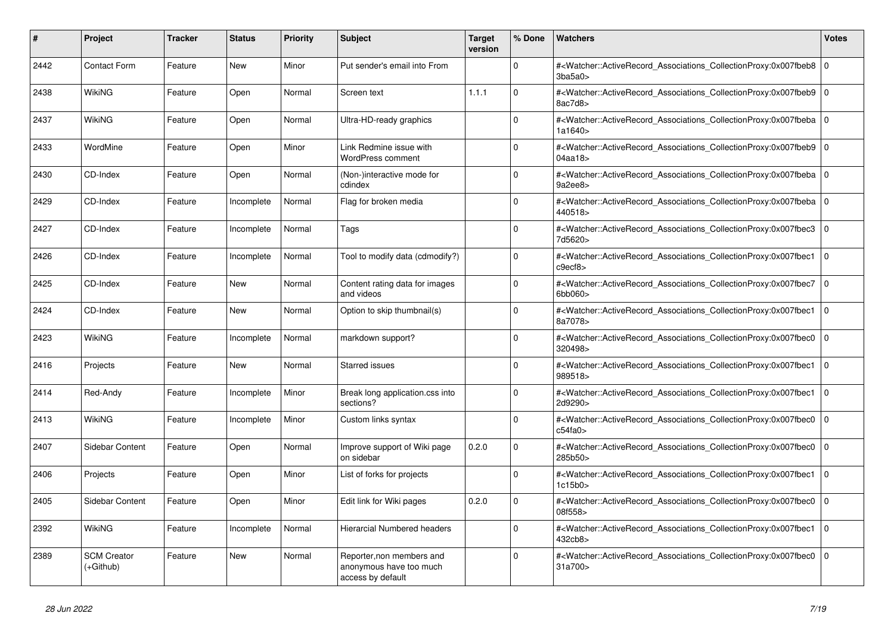| # | Project | Tracker | Status | Priority | Subject | Target version | % Done | Watchers | Votes |
|---|---|---|---|---|---|---|---|---|---|
| 2442 | Contact Form | Feature | New | Minor | Put sender's email into From | | 0 | #<Watcher::ActiveRecord_Associations_CollectionProxy:0x007fbeb83ba5a0> | 0 |
| 2438 | WikiNG | Feature | Open | Normal | Screen text | 1.1.1 | 0 | #<Watcher::ActiveRecord_Associations_CollectionProxy:0x007fbeb98ac7d8> | 0 |
| 2437 | WikiNG | Feature | Open | Normal | Ultra-HD-ready graphics | | 0 | #<Watcher::ActiveRecord_Associations_CollectionProxy:0x007fbeba1a1640> | 0 |
| 2433 | WordMine | Feature | Open | Minor | Link Redmine issue with WordPress comment | | 0 | #<Watcher::ActiveRecord_Associations_CollectionProxy:0x007fbeb904aa18> | 0 |
| 2430 | CD-Index | Feature | Open | Normal | (Non-)interactive mode for cdindex | | 0 | #<Watcher::ActiveRecord_Associations_CollectionProxy:0x007fbeba9a2ee8> | 0 |
| 2429 | CD-Index | Feature | Incomplete | Normal | Flag for broken media | | 0 | #<Watcher::ActiveRecord_Associations_CollectionProxy:0x007fbeba440518> | 0 |
| 2427 | CD-Index | Feature | Incomplete | Normal | Tags | | 0 | #<Watcher::ActiveRecord_Associations_CollectionProxy:0x007fbec37d5620> | 0 |
| 2426 | CD-Index | Feature | Incomplete | Normal | Tool to modify data (cdmodify?) | | 0 | #<Watcher::ActiveRecord_Associations_CollectionProxy:0x007fbec1c9ecf8> | 0 |
| 2425 | CD-Index | Feature | New | Normal | Content rating data for images and videos | | 0 | #<Watcher::ActiveRecord_Associations_CollectionProxy:0x007fbec76bb060> | 0 |
| 2424 | CD-Index | Feature | New | Normal | Option to skip thumbnail(s) | | 0 | #<Watcher::ActiveRecord_Associations_CollectionProxy:0x007fbec18a7078> | 0 |
| 2423 | WikiNG | Feature | Incomplete | Normal | markdown support? | | 0 | #<Watcher::ActiveRecord_Associations_CollectionProxy:0x007fbec0320498> | 0 |
| 2416 | Projects | Feature | New | Normal | Starred issues | | 0 | #<Watcher::ActiveRecord_Associations_CollectionProxy:0x007fbec1989518> | 0 |
| 2414 | Red-Andy | Feature | Incomplete | Minor | Break long application.css into sections? | | 0 | #<Watcher::ActiveRecord_Associations_CollectionProxy:0x007fbec12d9290> | 0 |
| 2413 | WikiNG | Feature | Incomplete | Minor | Custom links syntax | | 0 | #<Watcher::ActiveRecord_Associations_CollectionProxy:0x007fbec0c54fa0> | 0 |
| 2407 | Sidebar Content | Feature | Open | Normal | Improve support of Wiki page on sidebar | 0.2.0 | 0 | #<Watcher::ActiveRecord_Associations_CollectionProxy:0x007fbec0285b50> | 0 |
| 2406 | Projects | Feature | Open | Minor | List of forks for projects | | 0 | #<Watcher::ActiveRecord_Associations_CollectionProxy:0x007fbec11c15b0> | 0 |
| 2405 | Sidebar Content | Feature | Open | Minor | Edit link for Wiki pages | 0.2.0 | 0 | #<Watcher::ActiveRecord_Associations_CollectionProxy:0x007fbec008f558> | 0 |
| 2392 | WikiNG | Feature | Incomplete | Normal | Hierarcial Numbered headers | | 0 | #<Watcher::ActiveRecord_Associations_CollectionProxy:0x007fbec1432cb8> | 0 |
| 2389 | SCM Creator (+Github) | Feature | New | Normal | Reporter,non members and anonymous have too much access by default | | 0 | #<Watcher::ActiveRecord_Associations_CollectionProxy:0x007fbec031a700> | 0 |

*28 Jun 2022*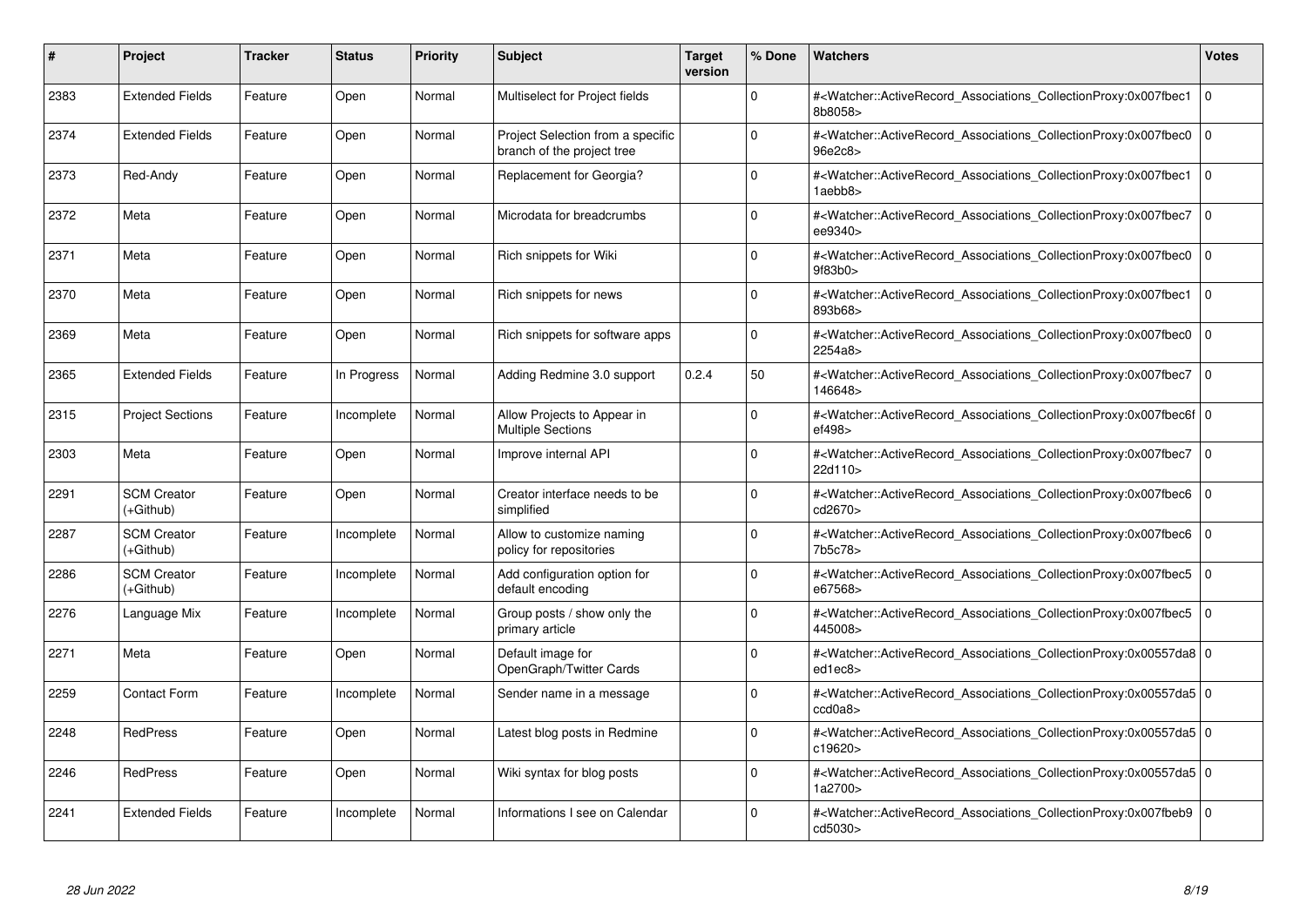| # | Project | Tracker | Status | Priority | Subject | Target version | % Done | Watchers | Votes |
|---|---|---|---|---|---|---|---|---|---|
| 2383 | Extended Fields | Feature | Open | Normal | Multiselect for Project fields | | 0 | #<Watcher::ActiveRecord_Associations_CollectionProxy:0x007fbec18b8058> | 0 |
| 2374 | Extended Fields | Feature | Open | Normal | Project Selection from a specific branch of the project tree | | 0 | #<Watcher::ActiveRecord_Associations_CollectionProxy:0x007fbec096e2c8> | 0 |
| 2373 | Red-Andy | Feature | Open | Normal | Replacement for Georgia? | | 0 | #<Watcher::ActiveRecord_Associations_CollectionProxy:0x007fbec11aebb8> | 0 |
| 2372 | Meta | Feature | Open | Normal | Microdata for breadcrumbs | | 0 | #<Watcher::ActiveRecord_Associations_CollectionProxy:0x007fbec7ee9340> | 0 |
| 2371 | Meta | Feature | Open | Normal | Rich snippets for Wiki | | 0 | #<Watcher::ActiveRecord_Associations_CollectionProxy:0x007fbec09f83b0> | 0 |
| 2370 | Meta | Feature | Open | Normal | Rich snippets for news | | 0 | #<Watcher::ActiveRecord_Associations_CollectionProxy:0x007fbec1893b68> | 0 |
| 2369 | Meta | Feature | Open | Normal | Rich snippets for software apps | | 0 | #<Watcher::ActiveRecord_Associations_CollectionProxy:0x007fbec02254a8> | 0 |
| 2365 | Extended Fields | Feature | In Progress | Normal | Adding Redmine 3.0 support | 0.2.4 | 50 | #<Watcher::ActiveRecord_Associations_CollectionProxy:0x007fbec7146648> | 0 |
| 2315 | Project Sections | Feature | Incomplete | Normal | Allow Projects to Appear in Multiple Sections | | 0 | #<Watcher::ActiveRecord_Associations_CollectionProxy:0x007fbec6fef498> | 0 |
| 2303 | Meta | Feature | Open | Normal | Improve internal API | | 0 | #<Watcher::ActiveRecord_Associations_CollectionProxy:0x007fbec722d110> | 0 |
| 2291 | SCM Creator (+Github) | Feature | Open | Normal | Creator interface needs to be simplified | | 0 | #<Watcher::ActiveRecord_Associations_CollectionProxy:0x007fbec6cd2670> | 0 |
| 2287 | SCM Creator (+Github) | Feature | Incomplete | Normal | Allow to customize naming policy for repositories | | 0 | #<Watcher::ActiveRecord_Associations_CollectionProxy:0x007fbec67b5c78> | 0 |
| 2286 | SCM Creator (+Github) | Feature | Incomplete | Normal | Add configuration option for default encoding | | 0 | #<Watcher::ActiveRecord_Associations_CollectionProxy:0x007fbec5e67568> | 0 |
| 2276 | Language Mix | Feature | Incomplete | Normal | Group posts / show only the primary article | | 0 | #<Watcher::ActiveRecord_Associations_CollectionProxy:0x007fbec5445008> | 0 |
| 2271 | Meta | Feature | Open | Normal | Default image for OpenGraph/Twitter Cards | | 0 | #<Watcher::ActiveRecord_Associations_CollectionProxy:0x00557da8ed1ec8> | 0 |
| 2259 | Contact Form | Feature | Incomplete | Normal | Sender name in a message | | 0 | #<Watcher::ActiveRecord_Associations_CollectionProxy:0x00557da5ccd0a8> | 0 |
| 2248 | RedPress | Feature | Open | Normal | Latest blog posts in Redmine | | 0 | #<Watcher::ActiveRecord_Associations_CollectionProxy:0x00557da5c19620> | 0 |
| 2246 | RedPress | Feature | Open | Normal | Wiki syntax for blog posts | | 0 | #<Watcher::ActiveRecord_Associations_CollectionProxy:0x00557da51a2700> | 0 |
| 2241 | Extended Fields | Feature | Incomplete | Normal | Informations I see on Calendar | | 0 | #<Watcher::ActiveRecord_Associations_CollectionProxy:0x007fbeb9cd5030> | 0 |

*28 Jun 2022*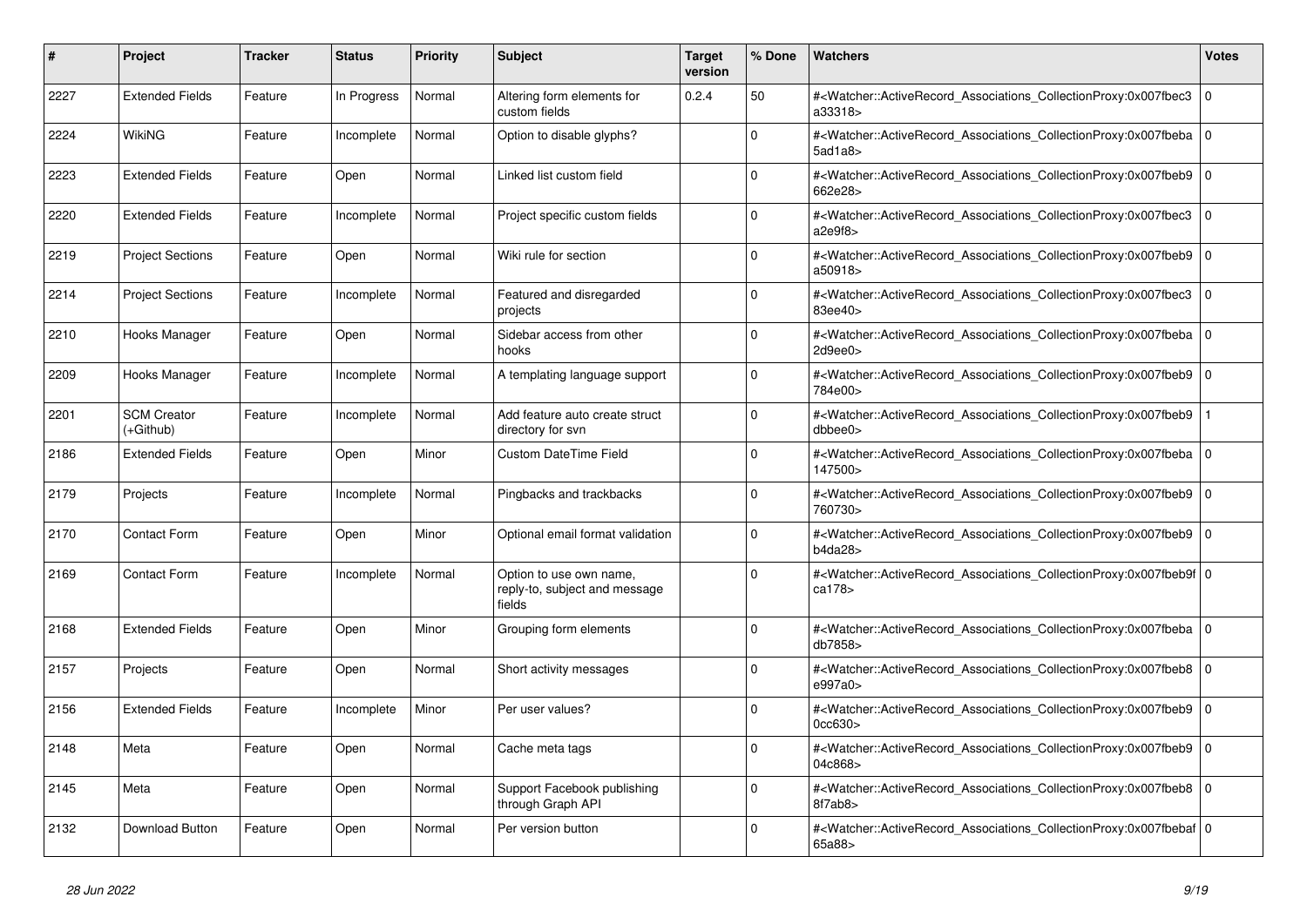| # | Project | Tracker | Status | Priority | Subject | Target version | % Done | Watchers | Votes |
|---|---|---|---|---|---|---|---|---|---|
| 2227 | Extended Fields | Feature | In Progress | Normal | Altering form elements for custom fields | 0.2.4 | 50 | #<Watcher::ActiveRecord_Associations_CollectionProxy:0x007fbec3a33318> | 0 |
| 2224 | WikiNG | Feature | Incomplete | Normal | Option to disable glyphs? | | 0 | #<Watcher::ActiveRecord_Associations_CollectionProxy:0x007fbeba5ad1a8> | 0 |
| 2223 | Extended Fields | Feature | Open | Normal | Linked list custom field | | 0 | #<Watcher::ActiveRecord_Associations_CollectionProxy:0x007fbeb9662e28> | 0 |
| 2220 | Extended Fields | Feature | Incomplete | Normal | Project specific custom fields | | 0 | #<Watcher::ActiveRecord_Associations_CollectionProxy:0x007fbec3a2e9f8> | 0 |
| 2219 | Project Sections | Feature | Open | Normal | Wiki rule for section | | 0 | #<Watcher::ActiveRecord_Associations_CollectionProxy:0x007fbeb9a50918> | 0 |
| 2214 | Project Sections | Feature | Incomplete | Normal | Featured and disregarded projects | | 0 | #<Watcher::ActiveRecord_Associations_CollectionProxy:0x007fbec383ee40> | 0 |
| 2210 | Hooks Manager | Feature | Open | Normal | Sidebar access from other hooks | | 0 | #<Watcher::ActiveRecord_Associations_CollectionProxy:0x007fbeba2d9ee0> | 0 |
| 2209 | Hooks Manager | Feature | Incomplete | Normal | A templating language support | | 0 | #<Watcher::ActiveRecord_Associations_CollectionProxy:0x007fbeb9784e00> | 0 |
| 2201 | SCM Creator (+Github) | Feature | Incomplete | Normal | Add feature auto create struct directory for svn | | 0 | #<Watcher::ActiveRecord_Associations_CollectionProxy:0x007fbeb9dbbee0> | 1 |
| 2186 | Extended Fields | Feature | Open | Minor | Custom DateTime Field | | 0 | #<Watcher::ActiveRecord_Associations_CollectionProxy:0x007fbeba147500> | 0 |
| 2179 | Projects | Feature | Incomplete | Normal | Pingbacks and trackbacks | | 0 | #<Watcher::ActiveRecord_Associations_CollectionProxy:0x007fbeb9760730> | 0 |
| 2170 | Contact Form | Feature | Open | Minor | Optional email format validation | | 0 | #<Watcher::ActiveRecord_Associations_CollectionProxy:0x007fbeb9b4da28> | 0 |
| 2169 | Contact Form | Feature | Incomplete | Normal | Option to use own name, reply-to, subject and message fields | | 0 | #<Watcher::ActiveRecord_Associations_CollectionProxy:0x007fbeb9fca178> | 0 |
| 2168 | Extended Fields | Feature | Open | Minor | Grouping form elements | | 0 | #<Watcher::ActiveRecord_Associations_CollectionProxy:0x007fbebadb7858> | 0 |
| 2157 | Projects | Feature | Open | Normal | Short activity messages | | 0 | #<Watcher::ActiveRecord_Associations_CollectionProxy:0x007fbeb8e997a0> | 0 |
| 2156 | Extended Fields | Feature | Incomplete | Minor | Per user values? | | 0 | #<Watcher::ActiveRecord_Associations_CollectionProxy:0x007fbeb90cc630> | 0 |
| 2148 | Meta | Feature | Open | Normal | Cache meta tags | | 0 | #<Watcher::ActiveRecord_Associations_CollectionProxy:0x007fbeb904c868> | 0 |
| 2145 | Meta | Feature | Open | Normal | Support Facebook publishing through Graph API | | 0 | #<Watcher::ActiveRecord_Associations_CollectionProxy:0x007fbeb88f7ab8> | 0 |
| 2132 | Download Button | Feature | Open | Normal | Per version button | | 0 | #<Watcher::ActiveRecord_Associations_CollectionProxy:0x007fbebaf65a88> | 0 |

*28 Jun 2022*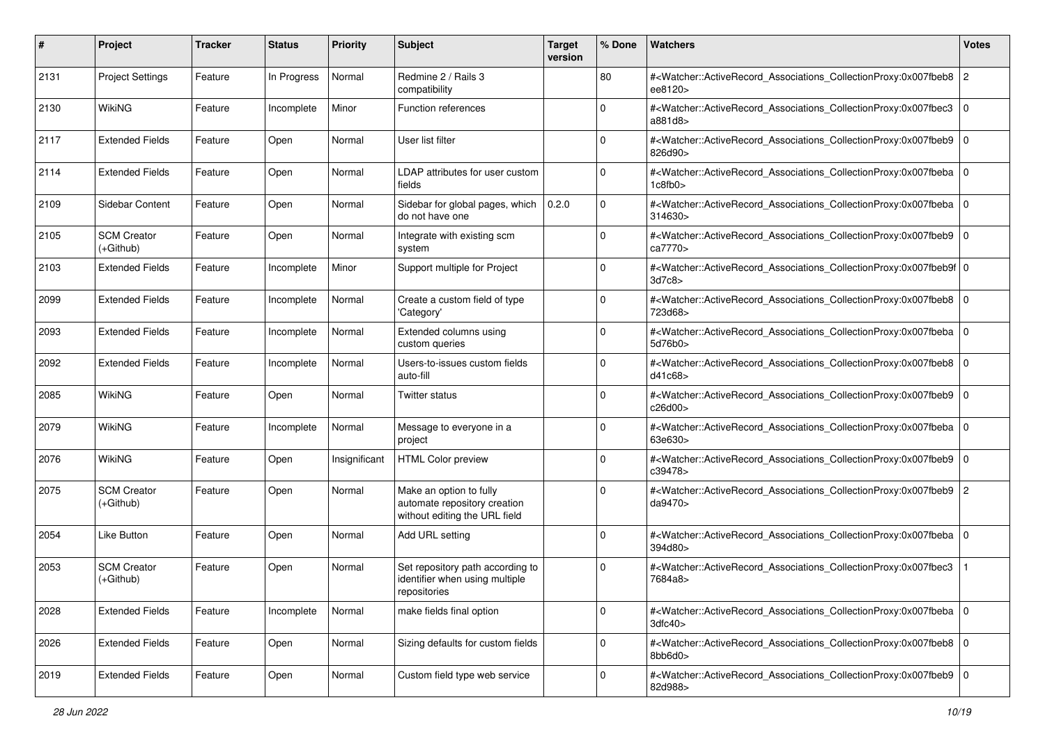| # | Project | Tracker | Status | Priority | Subject | Target version | % Done | Watchers | Votes |
|---|---|---|---|---|---|---|---|---|---|
| 2131 | Project Settings | Feature | In Progress | Normal | Redmine 2 / Rails 3 compatibility | | 80 | #<Watcher::ActiveRecord_Associations_CollectionProxy:0x007fbeb8ee8120> | 2 |
| 2130 | WikiNG | Feature | Incomplete | Minor | Function references | | 0 | #<Watcher::ActiveRecord_Associations_CollectionProxy:0x007fbec3a881d8> | 0 |
| 2117 | Extended Fields | Feature | Open | Normal | User list filter | | 0 | #<Watcher::ActiveRecord_Associations_CollectionProxy:0x007fbeb9826d90> | 0 |
| 2114 | Extended Fields | Feature | Open | Normal | LDAP attributes for user custom fields | | 0 | #<Watcher::ActiveRecord_Associations_CollectionProxy:0x007fbeba1c8fb0> | 0 |
| 2109 | Sidebar Content | Feature | Open | Normal | Sidebar for global pages, which do not have one | 0.2.0 | 0 | #<Watcher::ActiveRecord_Associations_CollectionProxy:0x007fbeba314630> | 0 |
| 2105 | SCM Creator (+Github) | Feature | Open | Normal | Integrate with existing scm system | | 0 | #<Watcher::ActiveRecord_Associations_CollectionProxy:0x007fbeb9ca7770> | 0 |
| 2103 | Extended Fields | Feature | Incomplete | Minor | Support multiple for Project | | 0 | #<Watcher::ActiveRecord_Associations_CollectionProxy:0x007fbeb9f3d7c8> | 0 |
| 2099 | Extended Fields | Feature | Incomplete | Normal | Create a custom field of type 'Category' | | 0 | #<Watcher::ActiveRecord_Associations_CollectionProxy:0x007fbeb8723d68> | 0 |
| 2093 | Extended Fields | Feature | Incomplete | Normal | Extended columns using custom queries | | 0 | #<Watcher::ActiveRecord_Associations_CollectionProxy:0x007fbeba5d76b0> | 0 |
| 2092 | Extended Fields | Feature | Incomplete | Normal | Users-to-issues custom fields auto-fill | | 0 | #<Watcher::ActiveRecord_Associations_CollectionProxy:0x007fbeb8d41c68> | 0 |
| 2085 | WikiNG | Feature | Open | Normal | Twitter status | | 0 | #<Watcher::ActiveRecord_Associations_CollectionProxy:0x007fbeb9c26d00> | 0 |
| 2079 | WikiNG | Feature | Incomplete | Normal | Message to everyone in a project | | 0 | #<Watcher::ActiveRecord_Associations_CollectionProxy:0x007fbeba63e630> | 0 |
| 2076 | WikiNG | Feature | Open | Insignificant | HTML Color preview | | 0 | #<Watcher::ActiveRecord_Associations_CollectionProxy:0x007fbeb9c39478> | 0 |
| 2075 | SCM Creator (+Github) | Feature | Open | Normal | Make an option to fully automate repository creation without editing the URL field | | 0 | #<Watcher::ActiveRecord_Associations_CollectionProxy:0x007fbeb9da9470> | 2 |
| 2054 | Like Button | Feature | Open | Normal | Add URL setting | | 0 | #<Watcher::ActiveRecord_Associations_CollectionProxy:0x007fbeba394d80> | 0 |
| 2053 | SCM Creator (+Github) | Feature | Open | Normal | Set repository path according to identifier when using multiple repositories | | 0 | #<Watcher::ActiveRecord_Associations_CollectionProxy:0x007fbec37684a8> | 1 |
| 2028 | Extended Fields | Feature | Incomplete | Normal | make fields final option | | 0 | #<Watcher::ActiveRecord_Associations_CollectionProxy:0x007fbeba3dfc40> | 0 |
| 2026 | Extended Fields | Feature | Open | Normal | Sizing defaults for custom fields | | 0 | #<Watcher::ActiveRecord_Associations_CollectionProxy:0x007fbeb88bb6d0> | 0 |
| 2019 | Extended Fields | Feature | Open | Normal | Custom field type web service | | 0 | #<Watcher::ActiveRecord_Associations_CollectionProxy:0x007fbeb982d988> | 0 |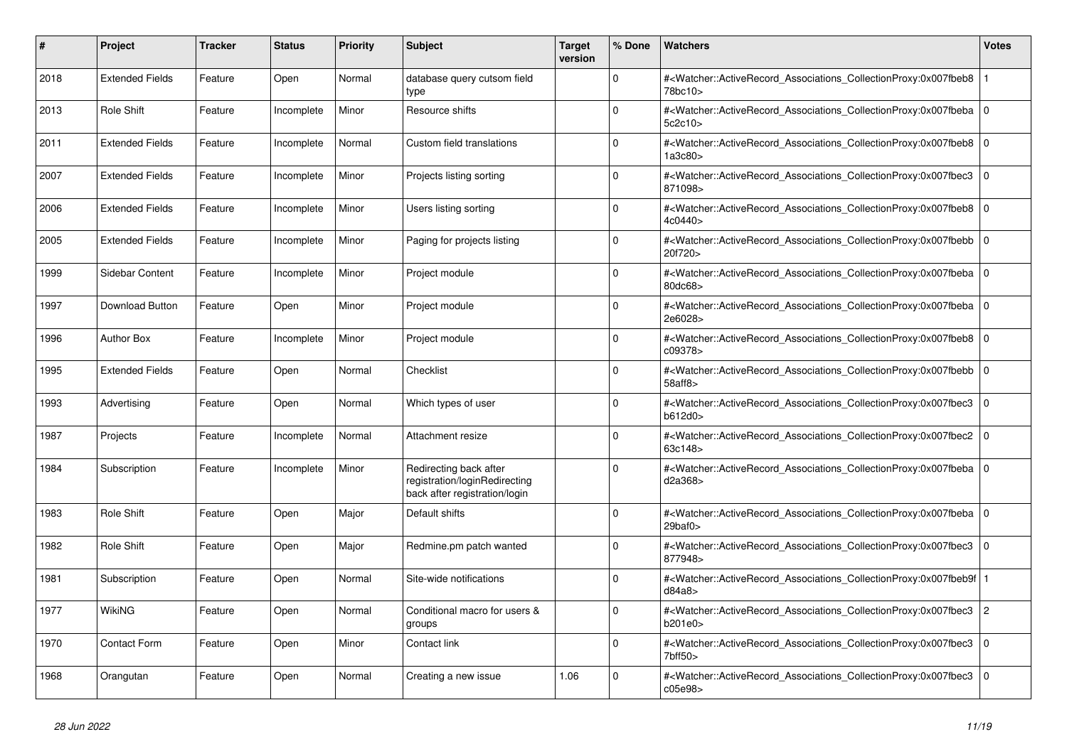| # | Project | Tracker | Status | Priority | Subject | Target version | % Done | Watchers | Votes |
|---|---|---|---|---|---|---|---|---|---|
| 2018 | Extended Fields | Feature | Open | Normal | database query cutsom field type | | 0 | #<Watcher::ActiveRecord_Associations_CollectionProxy:0x007fbeb878bc10> | 1 |
| 2013 | Role Shift | Feature | Incomplete | Minor | Resource shifts | | 0 | #<Watcher::ActiveRecord_Associations_CollectionProxy:0x007fbeba5c2c10> | 0 |
| 2011 | Extended Fields | Feature | Incomplete | Normal | Custom field translations | | 0 | #<Watcher::ActiveRecord_Associations_CollectionProxy:0x007fbeb81a3c80> | 0 |
| 2007 | Extended Fields | Feature | Incomplete | Minor | Projects listing sorting | | 0 | #<Watcher::ActiveRecord_Associations_CollectionProxy:0x007fbec3871098> | 0 |
| 2006 | Extended Fields | Feature | Incomplete | Minor | Users listing sorting | | 0 | #<Watcher::ActiveRecord_Associations_CollectionProxy:0x007fbeb84c0440> | 0 |
| 2005 | Extended Fields | Feature | Incomplete | Minor | Paging for projects listing | | 0 | #<Watcher::ActiveRecord_Associations_CollectionProxy:0x007fbebb20f720> | 0 |
| 1999 | Sidebar Content | Feature | Incomplete | Minor | Project module | | 0 | #<Watcher::ActiveRecord_Associations_CollectionProxy:0x007fbeba80dc68> | 0 |
| 1997 | Download Button | Feature | Open | Minor | Project module | | 0 | #<Watcher::ActiveRecord_Associations_CollectionProxy:0x007fbeba2e6028> | 0 |
| 1996 | Author Box | Feature | Incomplete | Minor | Project module | | 0 | #<Watcher::ActiveRecord_Associations_CollectionProxy:0x007fbeb8c09378> | 0 |
| 1995 | Extended Fields | Feature | Open | Normal | Checklist | | 0 | #<Watcher::ActiveRecord_Associations_CollectionProxy:0x007fbebb58aff8> | 0 |
| 1993 | Advertising | Feature | Open | Normal | Which types of user | | 0 | #<Watcher::ActiveRecord_Associations_CollectionProxy:0x007fbec3b612d0> | 0 |
| 1987 | Projects | Feature | Incomplete | Normal | Attachment resize | | 0 | #<Watcher::ActiveRecord_Associations_CollectionProxy:0x007fbec263c148> | 0 |
| 1984 | Subscription | Feature | Incomplete | Minor | Redirecting back after registration/loginRedirecting back after registration/login | | 0 | #<Watcher::ActiveRecord_Associations_CollectionProxy:0x007fbebad2a368> | 0 |
| 1983 | Role Shift | Feature | Open | Major | Default shifts | | 0 | #<Watcher::ActiveRecord_Associations_CollectionProxy:0x007fbeba29baf0> | 0 |
| 1982 | Role Shift | Feature | Open | Major | Redmine.pm patch wanted | | 0 | #<Watcher::ActiveRecord_Associations_CollectionProxy:0x007fbec3877948> | 0 |
| 1981 | Subscription | Feature | Open | Normal | Site-wide notifications | | 0 | #<Watcher::ActiveRecord_Associations_CollectionProxy:0x007fbeb9fd84a8> | 1 |
| 1977 | WikiNG | Feature | Open | Normal | Conditional macro for users & groups | | 0 | #<Watcher::ActiveRecord_Associations_CollectionProxy:0x007fbec3b201e0> | 2 |
| 1970 | Contact Form | Feature | Open | Minor | Contact link | | 0 | #<Watcher::ActiveRecord_Associations_CollectionProxy:0x007fbec37bff50> | 0 |
| 1968 | Orangutan | Feature | Open | Normal | Creating a new issue | 1.06 | 0 | #<Watcher::ActiveRecord_Associations_CollectionProxy:0x007fbec3c05e98> | 0 |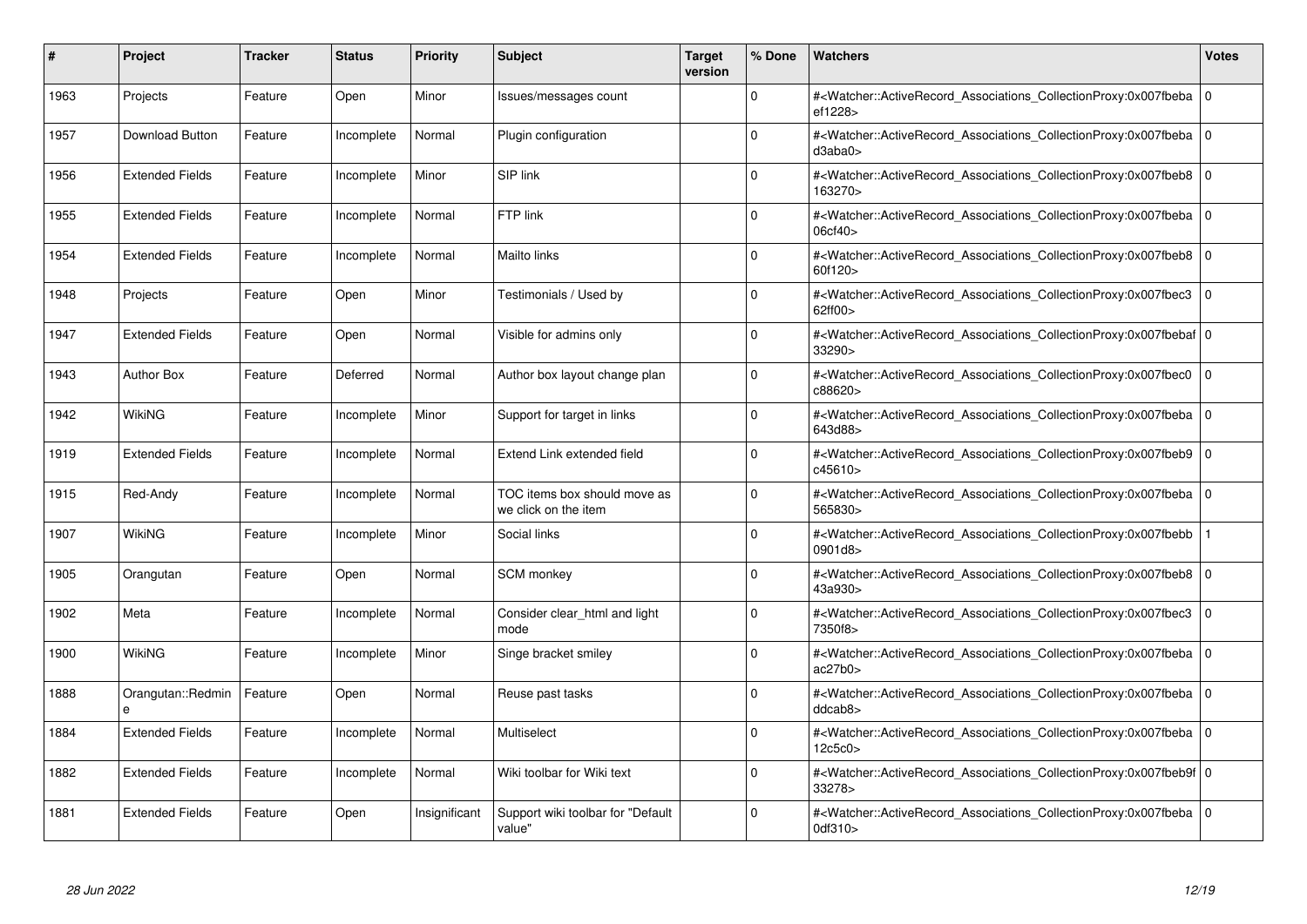| # | Project | Tracker | Status | Priority | Subject | Target version | % Done | Watchers | Votes |
|---|---|---|---|---|---|---|---|---|---|
| 1963 | Projects | Feature | Open | Minor | Issues/messages count | | 0 | #<Watcher::ActiveRecord_Associations_CollectionProxy:0x007fbeba ef1228> | 0 |
| 1957 | Download Button | Feature | Incomplete | Normal | Plugin configuration | | 0 | #<Watcher::ActiveRecord_Associations_CollectionProxy:0x007fbeba d3aba0> | 0 |
| 1956 | Extended Fields | Feature | Incomplete | Minor | SIP link | | 0 | #<Watcher::ActiveRecord_Associations_CollectionProxy:0x007fbeb8 163270> | 0 |
| 1955 | Extended Fields | Feature | Incomplete | Normal | FTP link | | 0 | #<Watcher::ActiveRecord_Associations_CollectionProxy:0x007fbeba 06cf40> | 0 |
| 1954 | Extended Fields | Feature | Incomplete | Normal | Mailto links | | 0 | #<Watcher::ActiveRecord_Associations_CollectionProxy:0x007fbeb8 60f120> | 0 |
| 1948 | Projects | Feature | Open | Minor | Testimonials / Used by | | 0 | #<Watcher::ActiveRecord_Associations_CollectionProxy:0x007fbec3 62ff00> | 0 |
| 1947 | Extended Fields | Feature | Open | Normal | Visible for admins only | | 0 | #<Watcher::ActiveRecord_Associations_CollectionProxy:0x007fbebaf 33290> | 0 |
| 1943 | Author Box | Feature | Deferred | Normal | Author box layout change plan | | 0 | #<Watcher::ActiveRecord_Associations_CollectionProxy:0x007fbec0 c88620> | 0 |
| 1942 | WikiNG | Feature | Incomplete | Minor | Support for target in links | | 0 | #<Watcher::ActiveRecord_Associations_CollectionProxy:0x007fbeba 643d88> | 0 |
| 1919 | Extended Fields | Feature | Incomplete | Normal | Extend Link extended field | | 0 | #<Watcher::ActiveRecord_Associations_CollectionProxy:0x007fbeb9 c45610> | 0 |
| 1915 | Red-Andy | Feature | Incomplete | Normal | TOC items box should move as we click on the item | | 0 | #<Watcher::ActiveRecord_Associations_CollectionProxy:0x007fbeba 565830> | 0 |
| 1907 | WikiNG | Feature | Incomplete | Minor | Social links | | 0 | #<Watcher::ActiveRecord_Associations_CollectionProxy:0x007fbebb 0901d8> | 1 |
| 1905 | Orangutan | Feature | Open | Normal | SCM monkey | | 0 | #<Watcher::ActiveRecord_Associations_CollectionProxy:0x007fbeb8 43a930> | 0 |
| 1902 | Meta | Feature | Incomplete | Normal | Consider clear_html and light mode | | 0 | #<Watcher::ActiveRecord_Associations_CollectionProxy:0x007fbec3 7350f8> | 0 |
| 1900 | WikiNG | Feature | Incomplete | Minor | Singe bracket smiley | | 0 | #<Watcher::ActiveRecord_Associations_CollectionProxy:0x007fbeba ac27b0> | 0 |
| 1888 | Orangutan::Redmine | Feature | Open | Normal | Reuse past tasks | | 0 | #<Watcher::ActiveRecord_Associations_CollectionProxy:0x007fbeba ddcab8> | 0 |
| 1884 | Extended Fields | Feature | Incomplete | Normal | Multiselect | | 0 | #<Watcher::ActiveRecord_Associations_CollectionProxy:0x007fbeba 12c5c0> | 0 |
| 1882 | Extended Fields | Feature | Incomplete | Normal | Wiki toolbar for Wiki text | | 0 | #<Watcher::ActiveRecord_Associations_CollectionProxy:0x007fbeb9f 33278> | 0 |
| 1881 | Extended Fields | Feature | Open | Insignificant | Support wiki toolbar for "Default value" | | 0 | #<Watcher::ActiveRecord_Associations_CollectionProxy:0x007fbeba 0df310> | 0 |

*28 Jun 2022*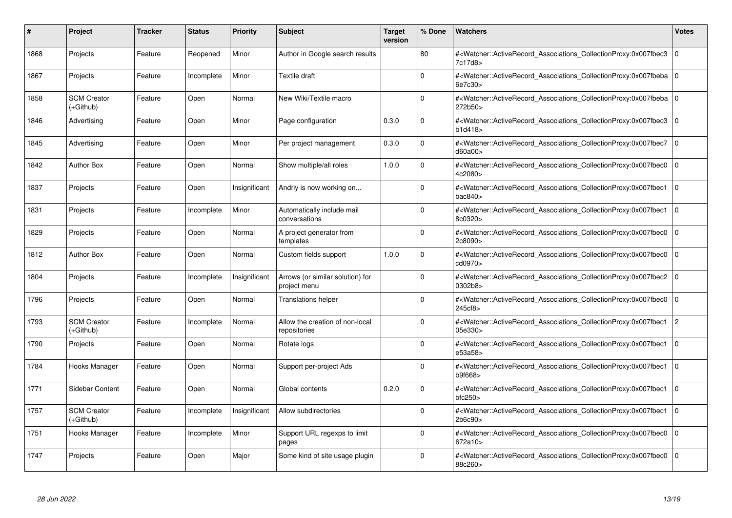| # | Project | Tracker | Status | Priority | Subject | Target version | % Done | Watchers | Votes |
|---|---|---|---|---|---|---|---|---|---|
| 1868 | Projects | Feature | Reopened | Minor | Author in Google search results | | 80 | #<Watcher::ActiveRecord_Associations_CollectionProxy:0x007fbec37c17d8> | 0 |
| 1867 | Projects | Feature | Incomplete | Minor | Textile draft | | 0 | #<Watcher::ActiveRecord_Associations_CollectionProxy:0x007fbeba6e7c30> | 0 |
| 1858 | SCM Creator (+Github) | Feature | Open | Normal | New Wiki/Textile macro | | 0 | #<Watcher::ActiveRecord_Associations_CollectionProxy:0x007fbeba272b50> | 0 |
| 1846 | Advertising | Feature | Open | Minor | Page configuration | 0.3.0 | 0 | #<Watcher::ActiveRecord_Associations_CollectionProxy:0x007fbec3b1d418> | 0 |
| 1845 | Advertising | Feature | Open | Minor | Per project management | 0.3.0 | 0 | #<Watcher::ActiveRecord_Associations_CollectionProxy:0x007fbec7d60a00> | 0 |
| 1842 | Author Box | Feature | Open | Normal | Show multiple/all roles | 1.0.0 | 0 | #<Watcher::ActiveRecord_Associations_CollectionProxy:0x007fbec04c2080> | 0 |
| 1837 | Projects | Feature | Open | Insignificant | Andriy is now working on... | | 0 | #<Watcher::ActiveRecord_Associations_CollectionProxy:0x007fbec1bac840> | 0 |
| 1831 | Projects | Feature | Incomplete | Minor | Automatically include mail conversations | | 0 | #<Watcher::ActiveRecord_Associations_CollectionProxy:0x007fbec18c0320> | 0 |
| 1829 | Projects | Feature | Open | Normal | A project generator from templates | | 0 | #<Watcher::ActiveRecord_Associations_CollectionProxy:0x007fbec02c8090> | 0 |
| 1812 | Author Box | Feature | Open | Normal | Custom fields support | 1.0.0 | 0 | #<Watcher::ActiveRecord_Associations_CollectionProxy:0x007fbec0cd0970> | 0 |
| 1804 | Projects | Feature | Incomplete | Insignificant | Arrows (or similar solution) for project menu | | 0 | #<Watcher::ActiveRecord_Associations_CollectionProxy:0x007fbec20302b8> | 0 |
| 1796 | Projects | Feature | Open | Normal | Translations helper | | 0 | #<Watcher::ActiveRecord_Associations_CollectionProxy:0x007fbec0245cf8> | 0 |
| 1793 | SCM Creator (+Github) | Feature | Incomplete | Normal | Allow the creation of non-local repositories | | 0 | #<Watcher::ActiveRecord_Associations_CollectionProxy:0x007fbec105e330> | 2 |
| 1790 | Projects | Feature | Open | Normal | Rotate logs | | 0 | #<Watcher::ActiveRecord_Associations_CollectionProxy:0x007fbec1e53a58> | 0 |
| 1784 | Hooks Manager | Feature | Open | Normal | Support per-project Ads | | 0 | #<Watcher::ActiveRecord_Associations_CollectionProxy:0x007fbec1b9f668> | 0 |
| 1771 | Sidebar Content | Feature | Open | Normal | Global contents | 0.2.0 | 0 | #<Watcher::ActiveRecord_Associations_CollectionProxy:0x007fbec1bfc250> | 0 |
| 1757 | SCM Creator (+Github) | Feature | Incomplete | Insignificant | Allow subdirectories | | 0 | #<Watcher::ActiveRecord_Associations_CollectionProxy:0x007fbec12b6c90> | 0 |
| 1751 | Hooks Manager | Feature | Incomplete | Minor | Support URL regexps to limit pages | | 0 | #<Watcher::ActiveRecord_Associations_CollectionProxy:0x007fbec0672a10> | 0 |
| 1747 | Projects | Feature | Open | Major | Some kind of site usage plugin | | 0 | #<Watcher::ActiveRecord_Associations_CollectionProxy:0x007fbec088c260> | 0 |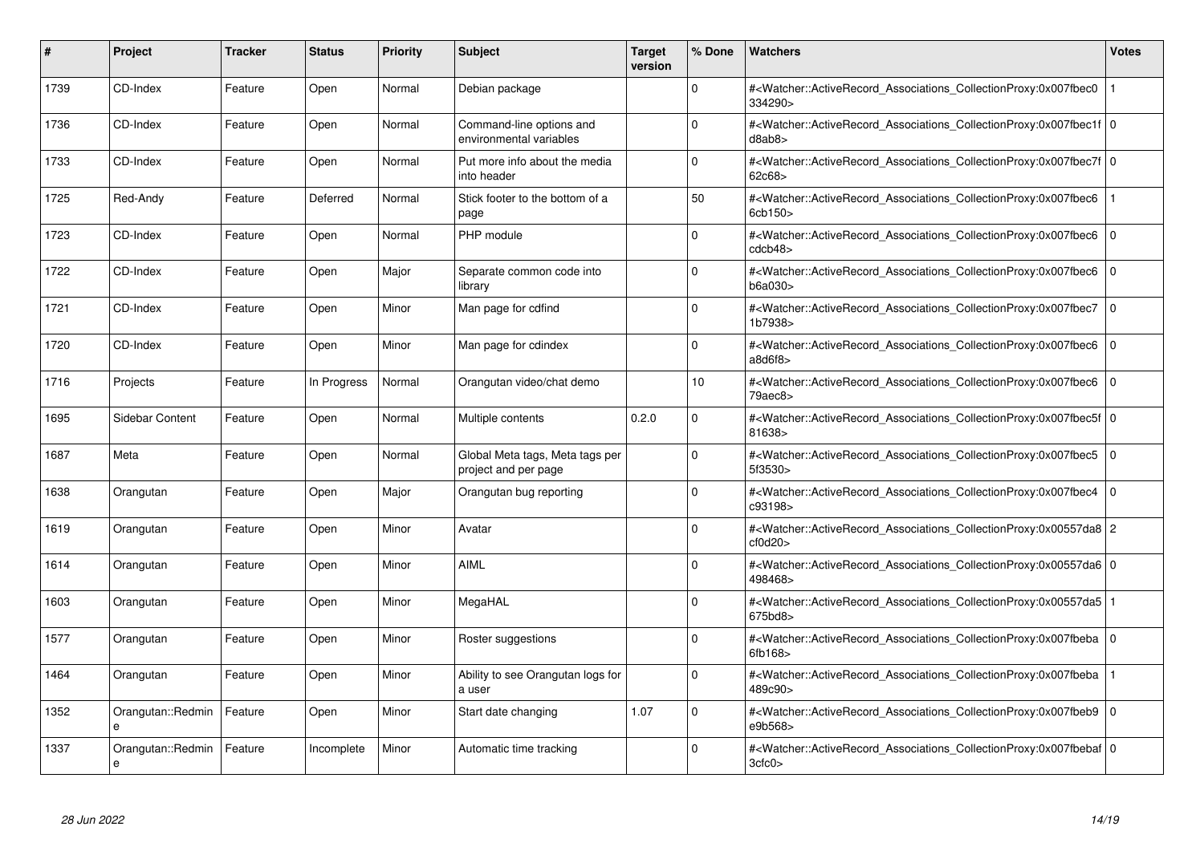| # | Project | Tracker | Status | Priority | Subject | Target version | % Done | Watchers | Votes |
|---|---|---|---|---|---|---|---|---|---|
| 1739 | CD-Index | Feature | Open | Normal | Debian package | | 0 | #<Watcher::ActiveRecord_Associations_CollectionProxy:0x007fbec0334290> | 1 |
| 1736 | CD-Index | Feature | Open | Normal | Command-line options and environmental variables | | 0 | #<Watcher::ActiveRecord_Associations_CollectionProxy:0x007fbec1fd8ab8> | 0 |
| 1733 | CD-Index | Feature | Open | Normal | Put more info about the media into header | | 0 | #<Watcher::ActiveRecord_Associations_CollectionProxy:0x007fbec7f62c68> | 0 |
| 1725 | Red-Andy | Feature | Deferred | Normal | Stick footer to the bottom of a page | | 50 | #<Watcher::ActiveRecord_Associations_CollectionProxy:0x007fbec66cb150> | 1 |
| 1723 | CD-Index | Feature | Open | Normal | PHP module | | 0 | #<Watcher::ActiveRecord_Associations_CollectionProxy:0x007fbec6cdcb48> | 0 |
| 1722 | CD-Index | Feature | Open | Major | Separate common code into library | | 0 | #<Watcher::ActiveRecord_Associations_CollectionProxy:0x007fbec6b6a030> | 0 |
| 1721 | CD-Index | Feature | Open | Minor | Man page for cdfind | | 0 | #<Watcher::ActiveRecord_Associations_CollectionProxy:0x007fbec71b7938> | 0 |
| 1720 | CD-Index | Feature | Open | Minor | Man page for cdindex | | 0 | #<Watcher::ActiveRecord_Associations_CollectionProxy:0x007fbec6a8d6f8> | 0 |
| 1716 | Projects | Feature | In Progress | Normal | Orangutan video/chat demo | | 10 | #<Watcher::ActiveRecord_Associations_CollectionProxy:0x007fbec679aec8> | 0 |
| 1695 | Sidebar Content | Feature | Open | Normal | Multiple contents | 0.2.0 | 0 | #<Watcher::ActiveRecord_Associations_CollectionProxy:0x007fbec5f81638> | 0 |
| 1687 | Meta | Feature | Open | Normal | Global Meta tags, Meta tags per project and per page | | 0 | #<Watcher::ActiveRecord_Associations_CollectionProxy:0x007fbec55f3530> | 0 |
| 1638 | Orangutan | Feature | Open | Major | Orangutan bug reporting | | 0 | #<Watcher::ActiveRecord_Associations_CollectionProxy:0x007fbec4c93198> | 0 |
| 1619 | Orangutan | Feature | Open | Minor | Avatar | | 0 | #<Watcher::ActiveRecord_Associations_CollectionProxy:0x00557da8cf0d20> | 2 |
| 1614 | Orangutan | Feature | Open | Minor | AIML | | 0 | #<Watcher::ActiveRecord_Associations_CollectionProxy:0x00557da6498468> | 0 |
| 1603 | Orangutan | Feature | Open | Minor | MegaHAL | | 0 | #<Watcher::ActiveRecord_Associations_CollectionProxy:0x00557da5675bd8> | 1 |
| 1577 | Orangutan | Feature | Open | Minor | Roster suggestions | | 0 | #<Watcher::ActiveRecord_Associations_CollectionProxy:0x007fbeba6fb168> | 0 |
| 1464 | Orangutan | Feature | Open | Minor | Ability to see Orangutan logs for a user | | 0 | #<Watcher::ActiveRecord_Associations_CollectionProxy:0x007fbeba489c90> | 1 |
| 1352 | Orangutan::Redmine | Feature | Open | Minor | Start date changing | 1.07 | 0 | #<Watcher::ActiveRecord_Associations_CollectionProxy:0x007fbeb9e9b568> | 0 |
| 1337 | Orangutan::Redmine | Feature | Incomplete | Minor | Automatic time tracking | | 0 | #<Watcher::ActiveRecord_Associations_CollectionProxy:0x007fbebaf3cfc0> | 0 |

*28 Jun 2022*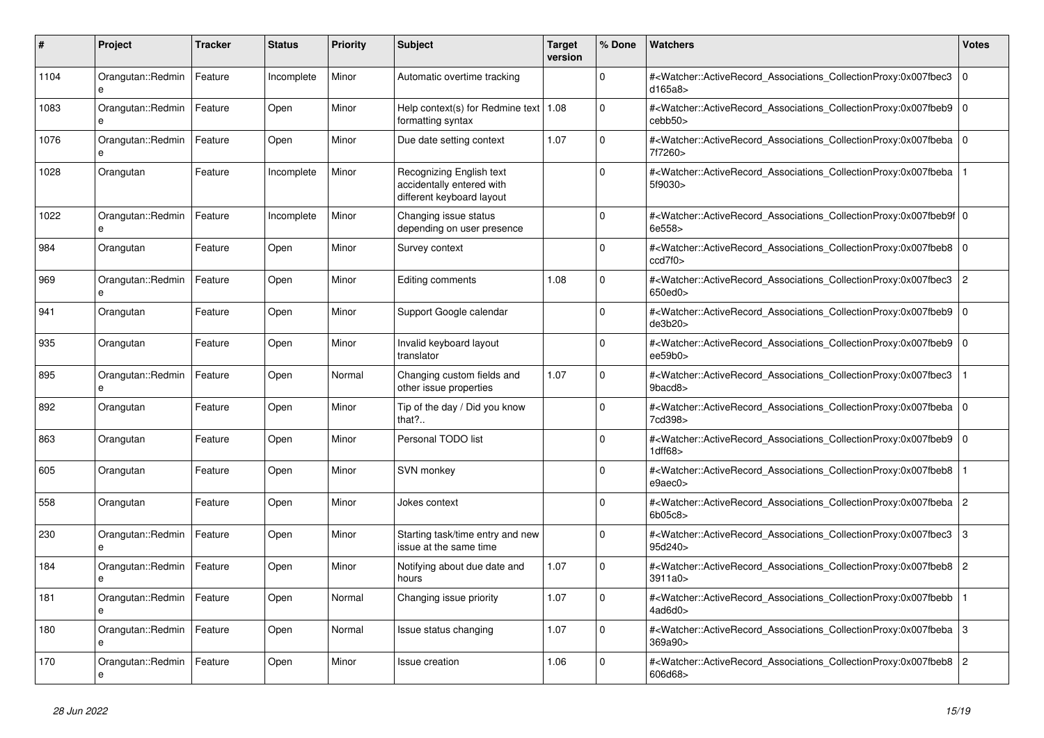| # | Project | Tracker | Status | Priority | Subject | Target version | % Done | Watchers | Votes |
|---|---|---|---|---|---|---|---|---|---|
| 1104 | Orangutan::Redmine | Feature | Incomplete | Minor | Automatic overtime tracking | | 0 | #<Watcher::ActiveRecord_Associations_CollectionProxy:0x007fbec3d165a8> | 0 |
| 1083 | Orangutan::Redmine | Feature | Open | Minor | Help context(s) for Redmine text formatting syntax | 1.08 | 0 | #<Watcher::ActiveRecord_Associations_CollectionProxy:0x007fbeb9cebb50> | 0 |
| 1076 | Orangutan::Redmine | Feature | Open | Minor | Due date setting context | 1.07 | 0 | #<Watcher::ActiveRecord_Associations_CollectionProxy:0x007fbeba7f7260> | 0 |
| 1028 | Orangutan | Feature | Incomplete | Minor | Recognizing English text accidentally entered with different keyboard layout | | 0 | #<Watcher::ActiveRecord_Associations_CollectionProxy:0x007fbeba5f9030> | 1 |
| 1022 | Orangutan::Redmine | Feature | Incomplete | Minor | Changing issue status depending on user presence | | 0 | #<Watcher::ActiveRecord_Associations_CollectionProxy:0x007fbeb9f6e558> | 0 |
| 984 | Orangutan | Feature | Open | Minor | Survey context | | 0 | #<Watcher::ActiveRecord_Associations_CollectionProxy:0x007fbeb8ccd7f0> | 0 |
| 969 | Orangutan::Redmine | Feature | Open | Minor | Editing comments | 1.08 | 0 | #<Watcher::ActiveRecord_Associations_CollectionProxy:0x007fbec3650ed0> | 2 |
| 941 | Orangutan | Feature | Open | Minor | Support Google calendar | | 0 | #<Watcher::ActiveRecord_Associations_CollectionProxy:0x007fbeb9de3b20> | 0 |
| 935 | Orangutan | Feature | Open | Minor | Invalid keyboard layout translator | | 0 | #<Watcher::ActiveRecord_Associations_CollectionProxy:0x007fbeb9ee59b0> | 0 |
| 895 | Orangutan::Redmine | Feature | Open | Normal | Changing custom fields and other issue properties | 1.07 | 0 | #<Watcher::ActiveRecord_Associations_CollectionProxy:0x007fbec39bacd8> | 1 |
| 892 | Orangutan | Feature | Open | Minor | Tip of the day / Did you know that?.. | | 0 | #<Watcher::ActiveRecord_Associations_CollectionProxy:0x007fbeba7cd398> | 0 |
| 863 | Orangutan | Feature | Open | Minor | Personal TODO list | | 0 | #<Watcher::ActiveRecord_Associations_CollectionProxy:0x007fbeb91dff68> | 0 |
| 605 | Orangutan | Feature | Open | Minor | SVN monkey | | 0 | #<Watcher::ActiveRecord_Associations_CollectionProxy:0x007fbeb8e9aec0> | 1 |
| 558 | Orangutan | Feature | Open | Minor | Jokes context | | 0 | #<Watcher::ActiveRecord_Associations_CollectionProxy:0x007fbeba6b05c8> | 2 |
| 230 | Orangutan::Redmine | Feature | Open | Minor | Starting task/time entry and new issue at the same time | | 0 | #<Watcher::ActiveRecord_Associations_CollectionProxy:0x007fbec395d240> | 3 |
| 184 | Orangutan::Redmine | Feature | Open | Minor | Notifying about due date and hours | 1.07 | 0 | #<Watcher::ActiveRecord_Associations_CollectionProxy:0x007fbeb83911a0> | 2 |
| 181 | Orangutan::Redmine | Feature | Open | Normal | Changing issue priority | 1.07 | 0 | #<Watcher::ActiveRecord_Associations_CollectionProxy:0x007fbebb4ad6d0> | 1 |
| 180 | Orangutan::Redmine | Feature | Open | Normal | Issue status changing | 1.07 | 0 | #<Watcher::ActiveRecord_Associations_CollectionProxy:0x007fbeba369a90> | 3 |
| 170 | Orangutan::Redmine | Feature | Open | Minor | Issue creation | 1.06 | 0 | #<Watcher::ActiveRecord_Associations_CollectionProxy:0x007fbeb8606d68> | 2 |

*28 Jun 2022*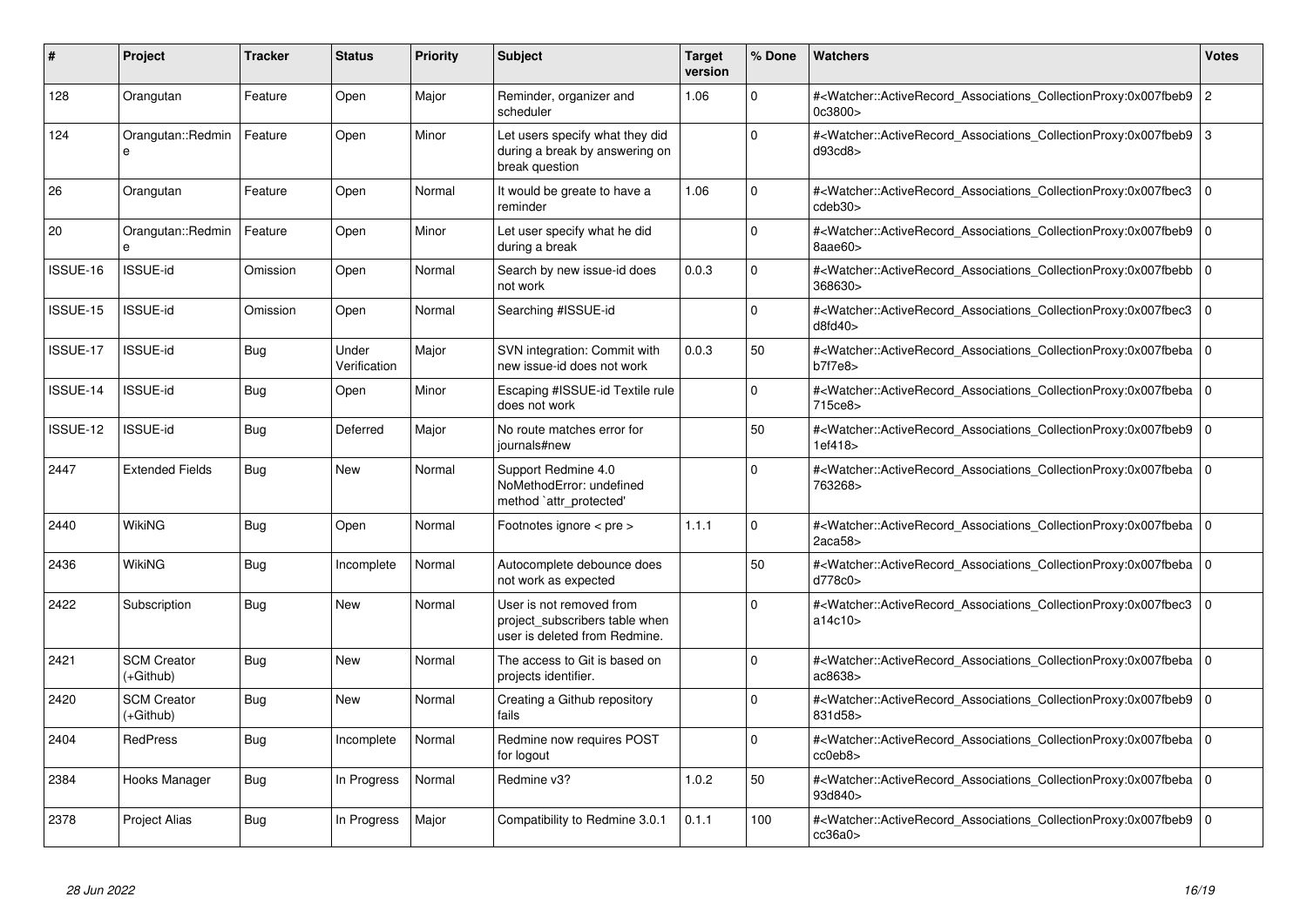| # | Project | Tracker | Status | Priority | Subject | Target version | % Done | Watchers | Votes |
|---|---|---|---|---|---|---|---|---|---|
| 128 | Orangutan | Feature | Open | Major | Reminder, organizer and scheduler | 1.06 | 0 | #<Watcher::ActiveRecord_Associations_CollectionProxy:0x007fbeb90c3800> | 2 |
| 124 | Orangutan::Redmine | Feature | Open | Minor | Let users specify what they did during a break by answering on break question | | 0 | #<Watcher::ActiveRecord_Associations_CollectionProxy:0x007fbeb9d93cd8> | 3 |
| 26 | Orangutan | Feature | Open | Normal | It would be greate to have a reminder | 1.06 | 0 | #<Watcher::ActiveRecord_Associations_CollectionProxy:0x007fbec3cdeb30> | 0 |
| 20 | Orangutan::Redmine | Feature | Open | Minor | Let user specify what he did during a break | | 0 | #<Watcher::ActiveRecord_Associations_CollectionProxy:0x007fbeb98aae60> | 0 |
| ISSUE-16 | ISSUE-id | Omission | Open | Normal | Search by new issue-id does not work | 0.0.3 | 0 | #<Watcher::ActiveRecord_Associations_CollectionProxy:0x007fbebb368630> | 0 |
| ISSUE-15 | ISSUE-id | Omission | Open | Normal | Searching #ISSUE-id | | 0 | #<Watcher::ActiveRecord_Associations_CollectionProxy:0x007fbec3d8fd40> | 0 |
| ISSUE-17 | ISSUE-id | Bug | Under Verification | Major | SVN integration: Commit with new issue-id does not work | 0.0.3 | 50 | #<Watcher::ActiveRecord_Associations_CollectionProxy:0x007fbebab7f7e8> | 0 |
| ISSUE-14 | ISSUE-id | Bug | Open | Minor | Escaping #ISSUE-id Textile rule does not work | | 0 | #<Watcher::ActiveRecord_Associations_CollectionProxy:0x007fbeba715ce8> | 0 |
| ISSUE-12 | ISSUE-id | Bug | Deferred | Major | No route matches error for journals#new | | 50 | #<Watcher::ActiveRecord_Associations_CollectionProxy:0x007fbeb91ef418> | 0 |
| 2447 | Extended Fields | Bug | New | Normal | Support Redmine 4.0 NoMethodError: undefined method `attr_protected' | | 0 | #<Watcher::ActiveRecord_Associations_CollectionProxy:0x007fbeba763268> | 0 |
| 2440 | WikiNG | Bug | Open | Normal | Footnotes ignore < pre > | 1.1.1 | 0 | #<Watcher::ActiveRecord_Associations_CollectionProxy:0x007fbeba2aca58> | 0 |
| 2436 | WikiNG | Bug | Incomplete | Normal | Autocomplete debounce does not work as expected | | 50 | #<Watcher::ActiveRecord_Associations_CollectionProxy:0x007fbebad778c0> | 0 |
| 2422 | Subscription | Bug | New | Normal | User is not removed from project_subscribers table when user is deleted from Redmine. | | 0 | #<Watcher::ActiveRecord_Associations_CollectionProxy:0x007fbec3a14c10> | 0 |
| 2421 | SCM Creator (+Github) | Bug | New | Normal | The access to Git is based on projects identifier. | | 0 | #<Watcher::ActiveRecord_Associations_CollectionProxy:0x007fbebaac8638> | 0 |
| 2420 | SCM Creator (+Github) | Bug | New | Normal | Creating a Github repository fails | | 0 | #<Watcher::ActiveRecord_Associations_CollectionProxy:0x007fbeb9831d58> | 0 |
| 2404 | RedPress | Bug | Incomplete | Normal | Redmine now requires POST for logout | | 0 | #<Watcher::ActiveRecord_Associations_CollectionProxy:0x007fbebacc0eb8> | 0 |
| 2384 | Hooks Manager | Bug | In Progress | Normal | Redmine v3? | 1.0.2 | 50 | #<Watcher::ActiveRecord_Associations_CollectionProxy:0x007fbeba93d840> | 0 |
| 2378 | Project Alias | Bug | In Progress | Major | Compatibility to Redmine 3.0.1 | 0.1.1 | 100 | #<Watcher::ActiveRecord_Associations_CollectionProxy:0x007fbeb9cc36a0> | 0 |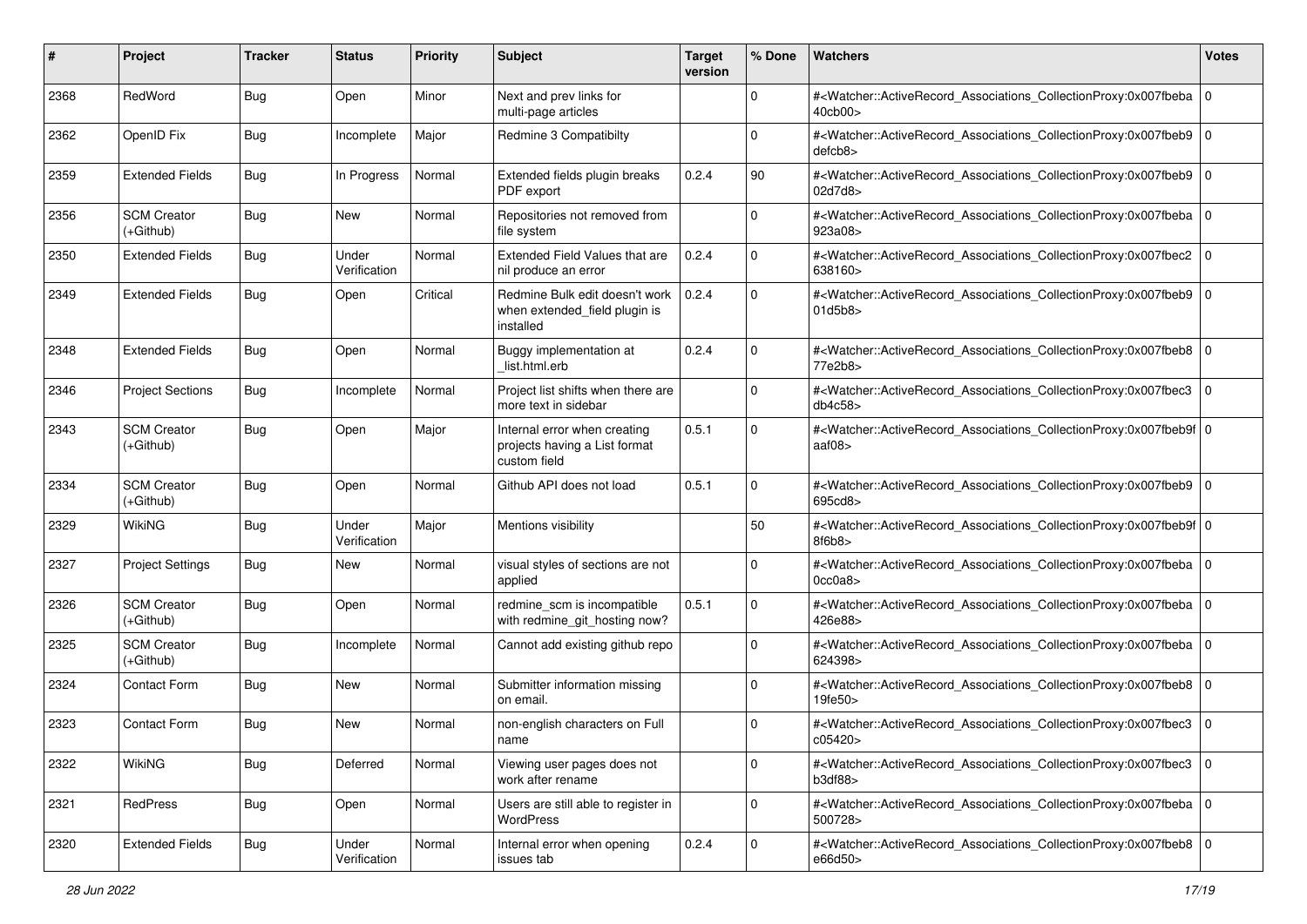| # | Project | Tracker | Status | Priority | Subject | Target version | % Done | Watchers | Votes |
|---|---|---|---|---|---|---|---|---|---|
| 2368 | RedWord | Bug | Open | Minor | Next and prev links for multi-page articles | | 0 | #<Watcher::ActiveRecord_Associations_CollectionProxy:0x007fbeba40cb00> | 0 |
| 2362 | OpenID Fix | Bug | Incomplete | Major | Redmine 3 Compatibilty | | 0 | #<Watcher::ActiveRecord_Associations_CollectionProxy:0x007fbeb9defcb8> | 0 |
| 2359 | Extended Fields | Bug | In Progress | Normal | Extended fields plugin breaks PDF export | 0.2.4 | 90 | #<Watcher::ActiveRecord_Associations_CollectionProxy:0x007fbeb902d7d8> | 0 |
| 2356 | SCM Creator (+Github) | Bug | New | Normal | Repositories not removed from file system | | 0 | #<Watcher::ActiveRecord_Associations_CollectionProxy:0x007fbeba923a08> | 0 |
| 2350 | Extended Fields | Bug | Under Verification | Normal | Extended Field Values that are nil produce an error | 0.2.4 | 0 | #<Watcher::ActiveRecord_Associations_CollectionProxy:0x007fbec2638160> | 0 |
| 2349 | Extended Fields | Bug | Open | Critical | Redmine Bulk edit doesn't work when extended_field plugin is installed | 0.2.4 | 0 | #<Watcher::ActiveRecord_Associations_CollectionProxy:0x007fbeb901d5b8> | 0 |
| 2348 | Extended Fields | Bug | Open | Normal | Buggy implementation at _list.html.erb | 0.2.4 | 0 | #<Watcher::ActiveRecord_Associations_CollectionProxy:0x007fbeb877e2b8> | 0 |
| 2346 | Project Sections | Bug | Incomplete | Normal | Project list shifts when there are more text in sidebar | | 0 | #<Watcher::ActiveRecord_Associations_CollectionProxy:0x007fbec3db4c58> | 0 |
| 2343 | SCM Creator (+Github) | Bug | Open | Major | Internal error when creating projects having a List format custom field | 0.5.1 | 0 | #<Watcher::ActiveRecord_Associations_CollectionProxy:0x007fbeb9faaf08> | 0 |
| 2334 | SCM Creator (+Github) | Bug | Open | Normal | Github API does not load | 0.5.1 | 0 | #<Watcher::ActiveRecord_Associations_CollectionProxy:0x007fbeb9695cd8> | 0 |
| 2329 | WikiNG | Bug | Under Verification | Major | Mentions visibility | | 50 | #<Watcher::ActiveRecord_Associations_CollectionProxy:0x007fbeb9f8f6b8> | 0 |
| 2327 | Project Settings | Bug | New | Normal | visual styles of sections are not applied | | 0 | #<Watcher::ActiveRecord_Associations_CollectionProxy:0x007fbeba0cc0a8> | 0 |
| 2326 | SCM Creator (+Github) | Bug | Open | Normal | redmine_scm is incompatible with redmine_git_hosting now? | 0.5.1 | 0 | #<Watcher::ActiveRecord_Associations_CollectionProxy:0x007fbeba426e88> | 0 |
| 2325 | SCM Creator (+Github) | Bug | Incomplete | Normal | Cannot add existing github repo | | 0 | #<Watcher::ActiveRecord_Associations_CollectionProxy:0x007fbeba624398> | 0 |
| 2324 | Contact Form | Bug | New | Normal | Submitter information missing on email. | | 0 | #<Watcher::ActiveRecord_Associations_CollectionProxy:0x007fbeb819fe50> | 0 |
| 2323 | Contact Form | Bug | New | Normal | non-english characters on Full name | | 0 | #<Watcher::ActiveRecord_Associations_CollectionProxy:0x007fbec3c05420> | 0 |
| 2322 | WikiNG | Bug | Deferred | Normal | Viewing user pages does not work after rename | | 0 | #<Watcher::ActiveRecord_Associations_CollectionProxy:0x007fbec3b3df88> | 0 |
| 2321 | RedPress | Bug | Open | Normal | Users are still able to register in WordPress | | 0 | #<Watcher::ActiveRecord_Associations_CollectionProxy:0x007fbeba500728> | 0 |
| 2320 | Extended Fields | Bug | Under Verification | Normal | Internal error when opening issues tab | 0.2.4 | 0 | #<Watcher::ActiveRecord_Associations_CollectionProxy:0x007fbeb8e66d50> | 0 |

*28 Jun 2022*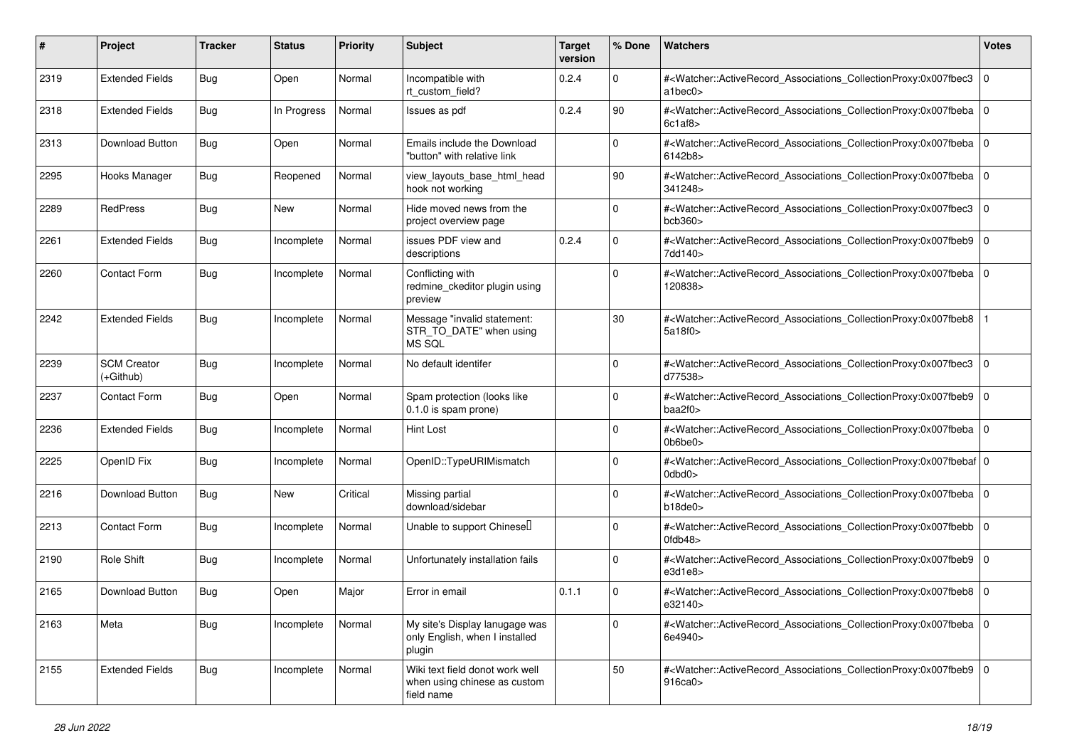| # | Project | Tracker | Status | Priority | Subject | Target version | % Done | Watchers | Votes |
|---|---|---|---|---|---|---|---|---|---|
| 2319 | Extended Fields | Bug | Open | Normal | Incompatible with rt_custom_field? | 0.2.4 | 0 | #<Watcher::ActiveRecord_Associations_CollectionProxy:0x007fbec3a1bec0> | 0 |
| 2318 | Extended Fields | Bug | In Progress | Normal | Issues as pdf | 0.2.4 | 90 | #<Watcher::ActiveRecord_Associations_CollectionProxy:0x007fbeba6c1af8> | 0 |
| 2313 | Download Button | Bug | Open | Normal | Emails include the Download "button" with relative link | | 0 | #<Watcher::ActiveRecord_Associations_CollectionProxy:0x007fbeba6142b8> | 0 |
| 2295 | Hooks Manager | Bug | Reopened | Normal | view_layouts_base_html_head hook not working | | 90 | #<Watcher::ActiveRecord_Associations_CollectionProxy:0x007fbeba341248> | 0 |
| 2289 | RedPress | Bug | New | Normal | Hide moved news from the project overview page | | 0 | #<Watcher::ActiveRecord_Associations_CollectionProxy:0x007fbec3bcb360> | 0 |
| 2261 | Extended Fields | Bug | Incomplete | Normal | issues PDF view and descriptions | 0.2.4 | 0 | #<Watcher::ActiveRecord_Associations_CollectionProxy:0x007fbeb97dd140> | 0 |
| 2260 | Contact Form | Bug | Incomplete | Normal | Conflicting with redmine_ckeditor plugin using preview | | 0 | #<Watcher::ActiveRecord_Associations_CollectionProxy:0x007fbeba120838> | 0 |
| 2242 | Extended Fields | Bug | Incomplete | Normal | Message "invalid statement: STR_TO_DATE" when using MS SQL | | 30 | #<Watcher::ActiveRecord_Associations_CollectionProxy:0x007fbeb85a18f0> | 1 |
| 2239 | SCM Creator (+Github) | Bug | Incomplete | Normal | No default identifer | | 0 | #<Watcher::ActiveRecord_Associations_CollectionProxy:0x007fbec3d77538> | 0 |
| 2237 | Contact Form | Bug | Open | Normal | Spam protection (looks like 0.1.0 is spam prone) | | 0 | #<Watcher::ActiveRecord_Associations_CollectionProxy:0x007fbeb9baa2f0> | 0 |
| 2236 | Extended Fields | Bug | Incomplete | Normal | Hint Lost | | 0 | #<Watcher::ActiveRecord_Associations_CollectionProxy:0x007fbeba0b6be0> | 0 |
| 2225 | OpenID Fix | Bug | Incomplete | Normal | OpenID::TypeURIMismatch | | 0 | #<Watcher::ActiveRecord_Associations_CollectionProxy:0x007fbebaf0dbd0> | 0 |
| 2216 | Download Button | Bug | New | Critical | Missing partial download/sidebar | | 0 | #<Watcher::ActiveRecord_Associations_CollectionProxy:0x007fbebab18de0> | 0 |
| 2213 | Contact Form | Bug | Incomplete | Normal | Unable to support Chinese | | 0 | #<Watcher::ActiveRecord_Associations_CollectionProxy:0x007fbebb0fdb48> | 0 |
| 2190 | Role Shift | Bug | Incomplete | Normal | Unfortunately installation fails | | 0 | #<Watcher::ActiveRecord_Associations_CollectionProxy:0x007fbeb9e3d1e8> | 0 |
| 2165 | Download Button | Bug | Open | Major | Error in email | 0.1.1 | 0 | #<Watcher::ActiveRecord_Associations_CollectionProxy:0x007fbeb8e32140> | 0 |
| 2163 | Meta | Bug | Incomplete | Normal | My site's Display lanugage was only English, when I installed plugin | | 0 | #<Watcher::ActiveRecord_Associations_CollectionProxy:0x007fbeba6e4940> | 0 |
| 2155 | Extended Fields | Bug | Incomplete | Normal | Wiki text field donot work well when using chinese as custom field name | | 50 | #<Watcher::ActiveRecord_Associations_CollectionProxy:0x007fbeb9916ca0> | 0 |

*28 Jun 2022*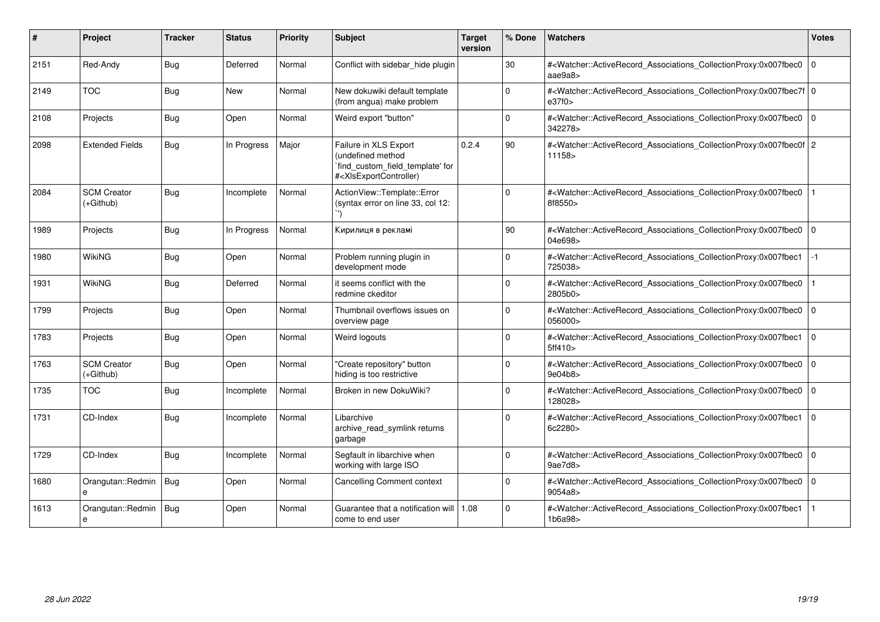| # | Project | Tracker | Status | Priority | Subject | Target version | % Done | Watchers | Votes |
|---|---|---|---|---|---|---|---|---|---|
| 2151 | Red-Andy | Bug | Deferred | Normal | Conflict with sidebar_hide plugin | | 30 | #<Watcher::ActiveRecord_Associations_CollectionProxy:0x007fbec0aae9a8> | 0 |
| 2149 | TOC | Bug | New | Normal | New dokuwiki default template (from angua) make problem | | 0 | #<Watcher::ActiveRecord_Associations_CollectionProxy:0x007fbec7fe37f0> | 0 |
| 2108 | Projects | Bug | Open | Normal | Weird export "button" | | 0 | #<Watcher::ActiveRecord_Associations_CollectionProxy:0x007fbec0342278> | 0 |
| 2098 | Extended Fields | Bug | In Progress | Major | Failure in XLS Export (undefined method `find_custom_field_template' for #<XlsExportController) | 0.2.4 | 90 | #<Watcher::ActiveRecord_Associations_CollectionProxy:0x007fbec0f11158> | 2 |
| 2084 | SCM Creator (+Github) | Bug | Incomplete | Normal | ActionView::Template::Error (syntax error on line 33, col 12: ``) | | 0 | #<Watcher::ActiveRecord_Associations_CollectionProxy:0x007fbec08f8550> | 1 |
| 1989 | Projects | Bug | In Progress | Normal | Кирилиця в рекламі | | 90 | #<Watcher::ActiveRecord_Associations_CollectionProxy:0x007fbec004e698> | 0 |
| 1980 | WikiNG | Bug | Open | Normal | Problem running plugin in development mode | | 0 | #<Watcher::ActiveRecord_Associations_CollectionProxy:0x007fbec1725038> | -1 |
| 1931 | WikiNG | Bug | Deferred | Normal | it seems conflict with the redmine ckeditor | | 0 | #<Watcher::ActiveRecord_Associations_CollectionProxy:0x007fbec02805b0> | 1 |
| 1799 | Projects | Bug | Open | Normal | Thumbnail overflows issues on overview page | | 0 | #<Watcher::ActiveRecord_Associations_CollectionProxy:0x007fbec0056000> | 0 |
| 1783 | Projects | Bug | Open | Normal | Weird logouts | | 0 | #<Watcher::ActiveRecord_Associations_CollectionProxy:0x007fbec15ff410> | 0 |
| 1763 | SCM Creator (+Github) | Bug | Open | Normal | "Create repository" button hiding is too restrictive | | 0 | #<Watcher::ActiveRecord_Associations_CollectionProxy:0x007fbec09e04b8> | 0 |
| 1735 | TOC | Bug | Incomplete | Normal | Broken in new DokuWiki? | | 0 | #<Watcher::ActiveRecord_Associations_CollectionProxy:0x007fbec0128028> | 0 |
| 1731 | CD-Index | Bug | Incomplete | Normal | Libarchive archive_read_symlink returns garbage | | 0 | #<Watcher::ActiveRecord_Associations_CollectionProxy:0x007fbec16c2280> | 0 |
| 1729 | CD-Index | Bug | Incomplete | Normal | Segfault in libarchive when working with large ISO | | 0 | #<Watcher::ActiveRecord_Associations_CollectionProxy:0x007fbec09ae7d8> | 0 |
| 1680 | Orangutan::Redmine | Bug | Open | Normal | Cancelling Comment context | | 0 | #<Watcher::ActiveRecord_Associations_CollectionProxy:0x007fbec09054a8> | 0 |
| 1613 | Orangutan::Redmine | Bug | Open | Normal | Guarantee that a notification will come to end user | 1.08 | 0 | #<Watcher::ActiveRecord_Associations_CollectionProxy:0x007fbec11b6a98> | 1 |

*28 Jun 2022*